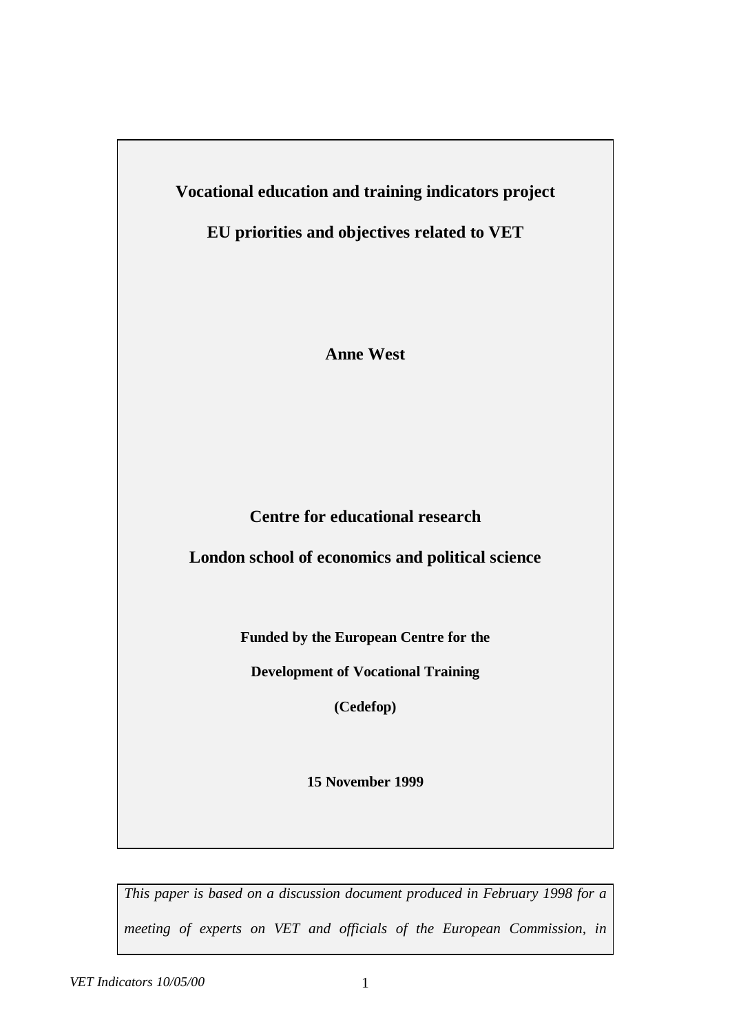# Vocational education and training indicators project

## EU priorities and objectives related to VET

**Anne West**

**Centre for educational research**

**London school of economics and political science**

**Funded by the European Centre for the**

**Development of Vocational Training**

**(Cedefop)**

**15 November 1999**

*This paper is based on a discussion document produced in February 1998 for a meeting of experts on VET and officials of the European Commission, in*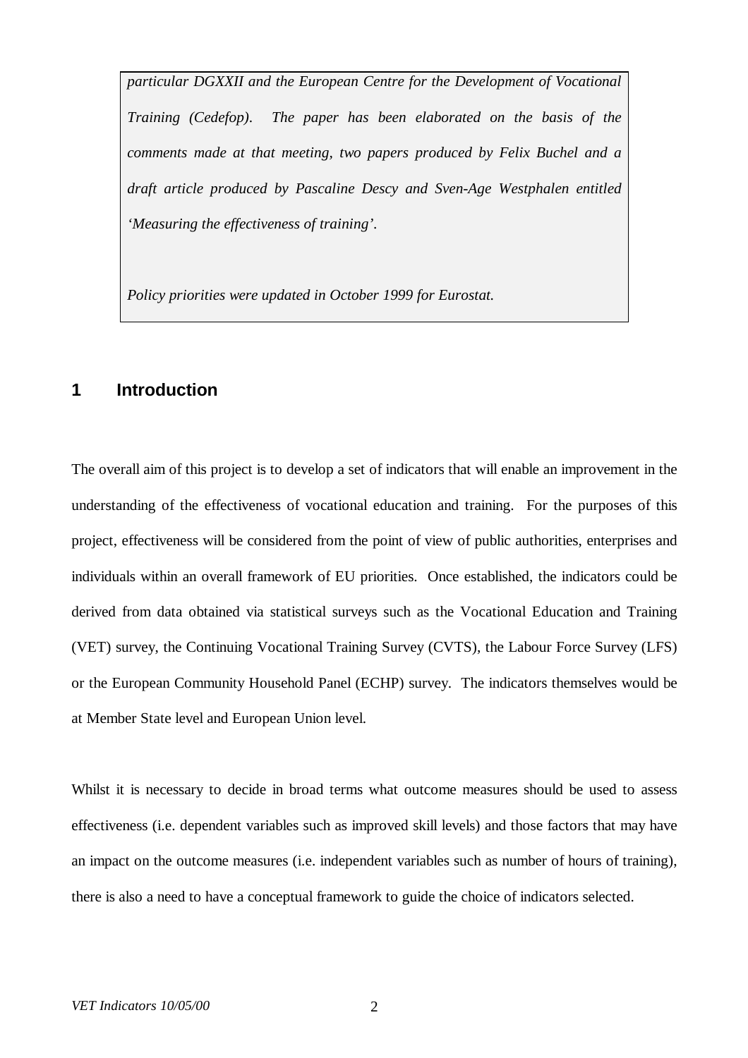*particular DGXXII and the European Centre for the Development of Vocational Training (Cedefop). The paper has been elaborated on the basis of the comments made at that meeting, two papers produced by Felix Buchel and a draft article produced by Pascaline Descy and Sven-Age Westphalen entitled 'Measuring the effectiveness of training'.*

*Policy priorities were updated in October 1999 for Eurostat.*

# 1 Introduction

The overall aim of this project is to develop a set of indicators that will enable an improvement in the understanding of the effectiveness of vocational education and training. For the purposes of this project, effectiveness will be considered from the point of view of public authorities, enterprises and individuals within an overall framework of EU priorities. Once established, the indicators could be derived from data obtained via statistical surveys such as the Vocational Education and Training (VET) survey, the Continuing Vocational Training Survey (CVTS), the Labour Force Survey (LFS) or the European Community Household Panel (ECHP) survey. The indicators themselves would be at Member State level and European Union level.

Whilst it is necessary to decide in broad terms what outcome measures should be used to assess effectiveness (i.e. dependent variables such as improved skill levels) and those factors that may have an impact on the outcome measures (i.e. independent variables such as number of hours of training), there is also a need to have a conceptual framework to guide the choice of indicators selected.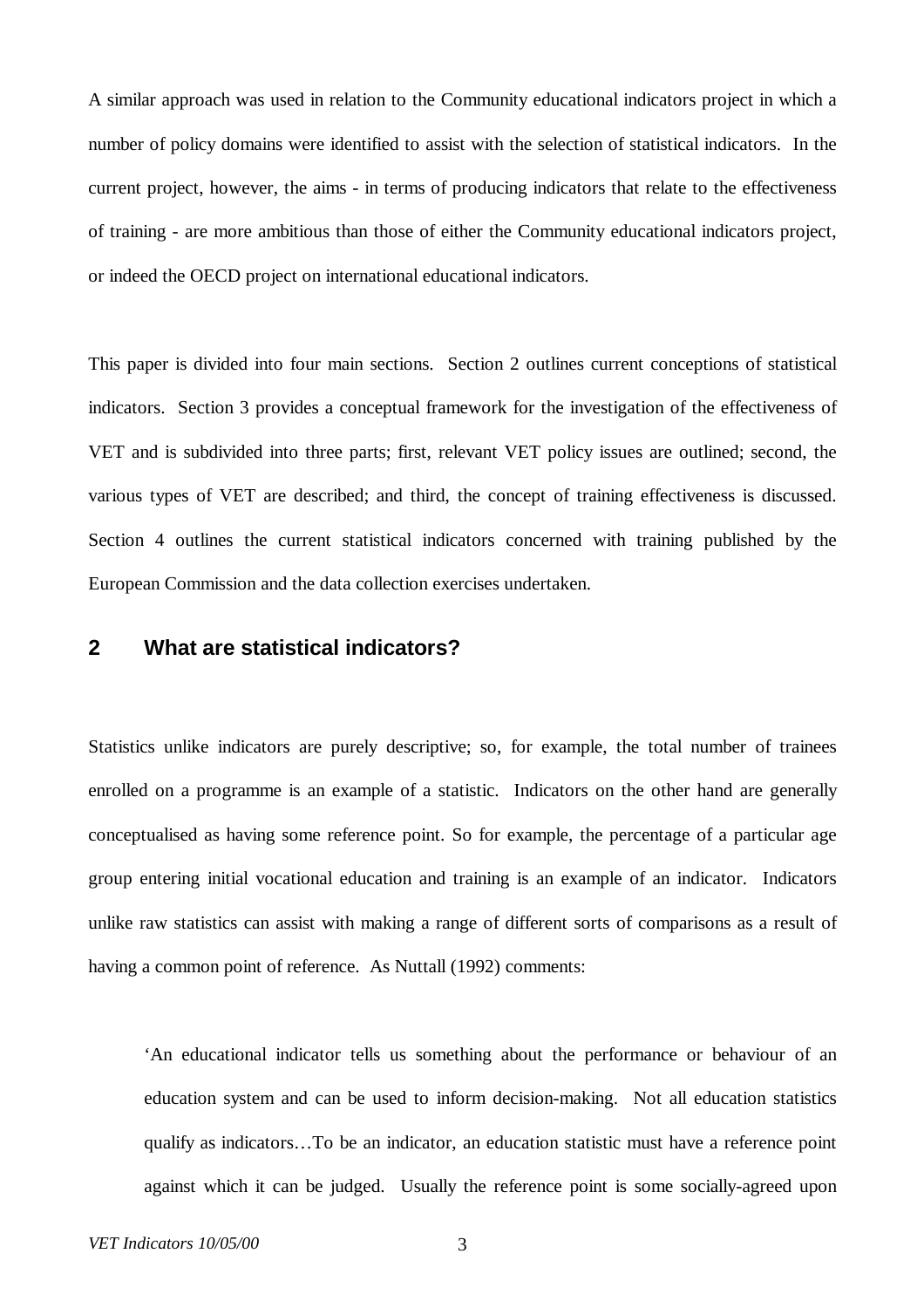A similar approach was used in relation to the Community educational indicators project in which a number of policy domains were identified to assist with the selection of statistical indicators. In the current project, however, the aims - in terms of producing indicators that relate to the effectiveness of training - are more ambitious than those of either the Community educational indicators project, or indeed the OECD project on international educational indicators.

This paper is divided into four main sections. Section 2 outlines current conceptions of statistical indicators. Section 3 provides a conceptual framework for the investigation of the effectiveness of VET and is subdivided into three parts; first, relevant VET policy issues are outlined; second, the various types of VET are described; and third, the concept of training effectiveness is discussed. Section 4 outlines the current statistical indicators concerned with training published by the European Commission and the data collection exercises undertaken.

## 2 What are statistical indicators?

Statistics unlike indicators are purely descriptive; so, for example, the total number of trainees enrolled on a programme is an example of a statistic. Indicators on the other hand are generally conceptualised as having some reference point. So for example, the percentage of a particular age group entering initial vocational education and training is an example of an indicator. Indicators unlike raw statistics can assist with making a range of different sorts of comparisons as a result of having a common point of reference. As Nuttall (1992) comments:

> 'An educational indicator tells us something about the performance or behaviour of an education system and can be used to inform decision-making. Not all education statistics qualify as indicators…To be an indicator, an education statistic must have a reference point against which it can be judged. Usually the reference point is some socially-agreed upon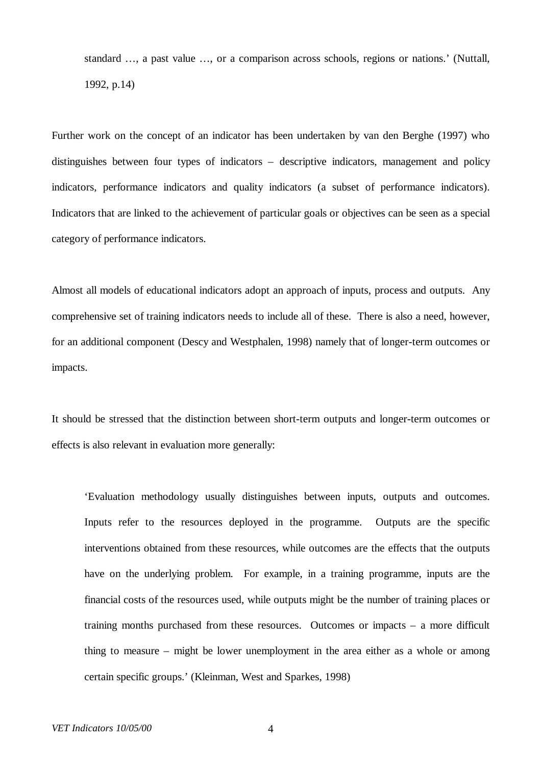> standard …, a past value …, or a comparison across schools, regions or nations.' (Nuttall, 1992, p.14)

Further work on the concept of an indicator has been undertaken by van den Berghe (1997) who distinguishes between four types of indicators – descriptive indicators, management and policy indicators, performance indicators and quality indicators (a subset of performance indicators). Indicators that are linked to the achievement of particular goals or objectives can be seen as a special category of performance indicators.

Almost all models of educational indicators adopt an approach of inputs, process and outputs. Any comprehensive set of training indicators needs to include all of these. There is also a need, however, for an additional component (Descy and Westphalen, 1998) namely that of longer-term outcomes or impacts.

It should be stressed that the distinction between short-term outputs and longer-term outcomes or effects is also relevant in evaluation more generally:

> 'Evaluation methodology usually distinguishes between inputs, outputs and outcomes. Inputs refer to the resources deployed in the programme. Outputs are the specific interventions obtained from these resources, while outcomes are the effects that the outputs have on the underlying problem. For example, in a training programme, inputs are the financial costs of the resources used, while outputs might be the number of training places or training months purchased from these resources. Outcomes or impacts – a more difficult thing to measure – might be lower unemployment in the area either as a whole or among certain specific groups.' (Kleinman, West and Sparkes, 1998)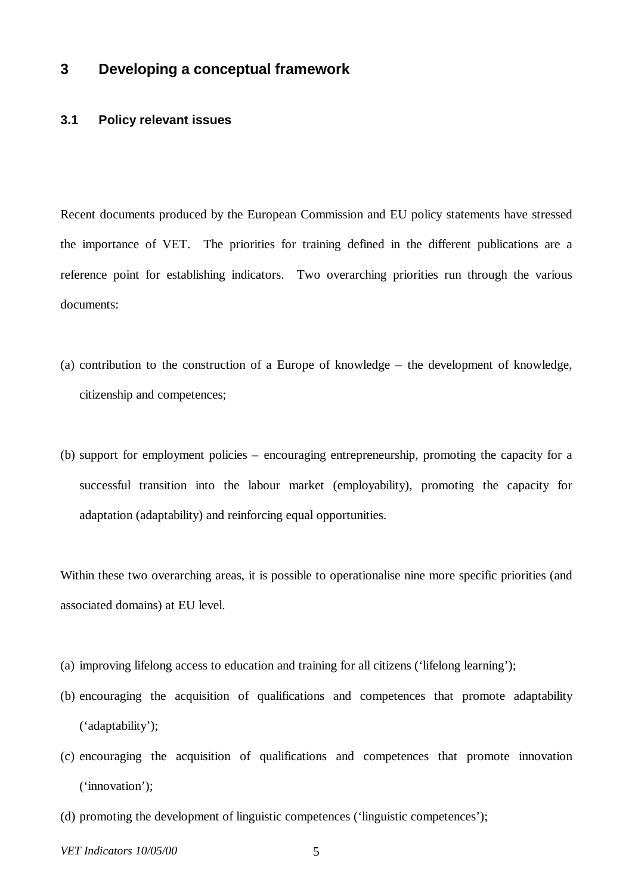# 3 Developing a conceptual framework

## 3.1 Policy relevant issues

Recent documents produced by the European Commission and EU policy statements have stressed the importance of VET. The priorities for training defined in the different publications are a reference point for establishing indicators. Two overarching priorities run through the various documents:

(a) contribution to the construction of a Europe of knowledge – the development of knowledge, citizenship and competences;

(b) support for employment policies – encouraging entrepreneurship, promoting the capacity for a successful transition into the labour market (employability), promoting the capacity for adaptation (adaptability) and reinforcing equal opportunities.

Within these two overarching areas, it is possible to operationalise nine more specific priorities (and associated domains) at EU level.

(a) improving lifelong access to education and training for all citizens ('lifelong learning');
(b) encouraging the acquisition of qualifications and competences that promote adaptability ('adaptability');
(c) encouraging the acquisition of qualifications and competences that promote innovation ('innovation');
(d) promoting the development of linguistic competences ('linguistic competences');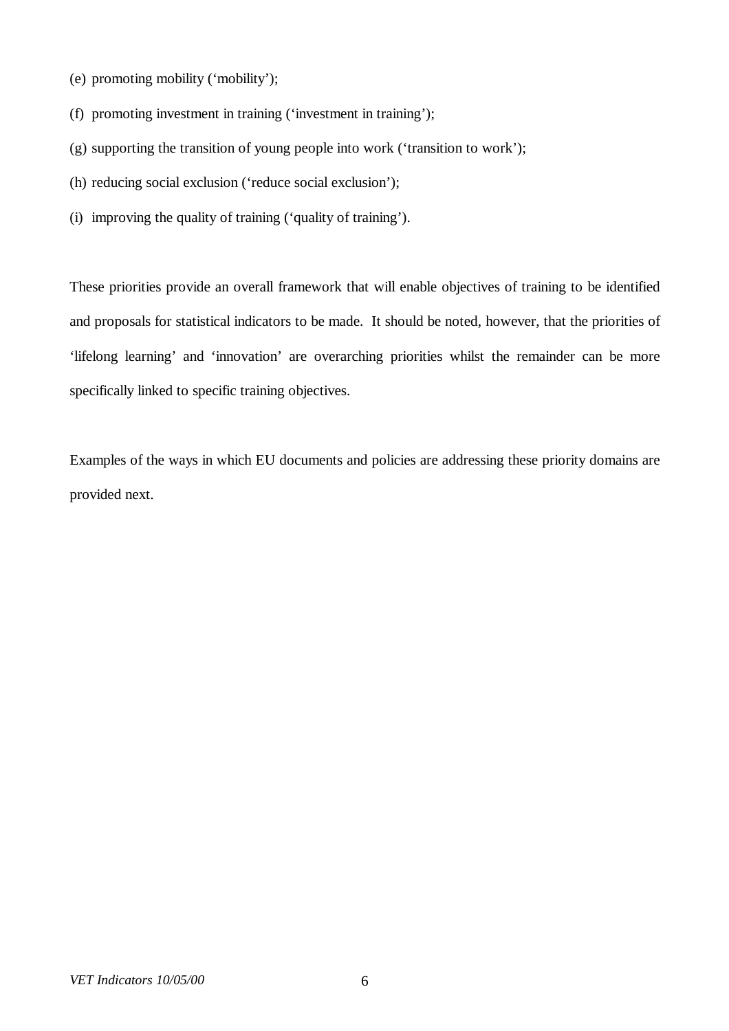(e) promoting mobility ('mobility');

(f) promoting investment in training ('investment in training');

(g) supporting the transition of young people into work ('transition to work');

(h) reducing social exclusion ('reduce social exclusion');

(i) improving the quality of training ('quality of training').

These priorities provide an overall framework that will enable objectives of training to be identified and proposals for statistical indicators to be made. It should be noted, however, that the priorities of 'lifelong learning' and 'innovation' are overarching priorities whilst the remainder can be more specifically linked to specific training objectives.

Examples of the ways in which EU documents and policies are addressing these priority domains are provided next.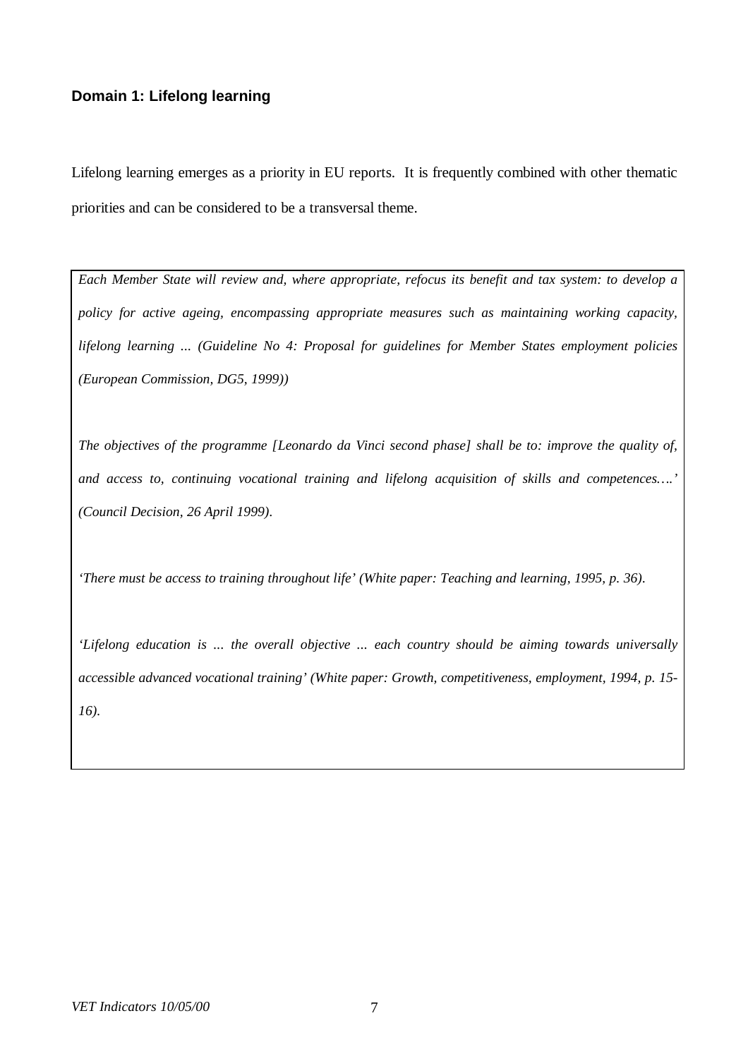### Domain 1: Lifelong learning

Lifelong learning emerges as a priority in EU reports. It is frequently combined with other thematic priorities and can be considered to be a transversal theme.

> *Each Member State will review and, where appropriate, refocus its benefit and tax system: to develop a policy for active ageing, encompassing appropriate measures such as maintaining working capacity, lifelong learning ... (Guideline No 4: Proposal for guidelines for Member States employment policies (European Commission, DG5, 1999))*
>
> *The objectives of the programme [Leonardo da Vinci second phase] shall be to: improve the quality of, and access to, continuing vocational training and lifelong acquisition of skills and competences….' (Council Decision, 26 April 1999).*
>
> *'There must be access to training throughout life' (White paper: Teaching and learning, 1995, p. 36).*
>
> *'Lifelong education is ... the overall objective ... each country should be aiming towards universally accessible advanced vocational training' (White paper: Growth, competitiveness, employment, 1994, p. 15-16).*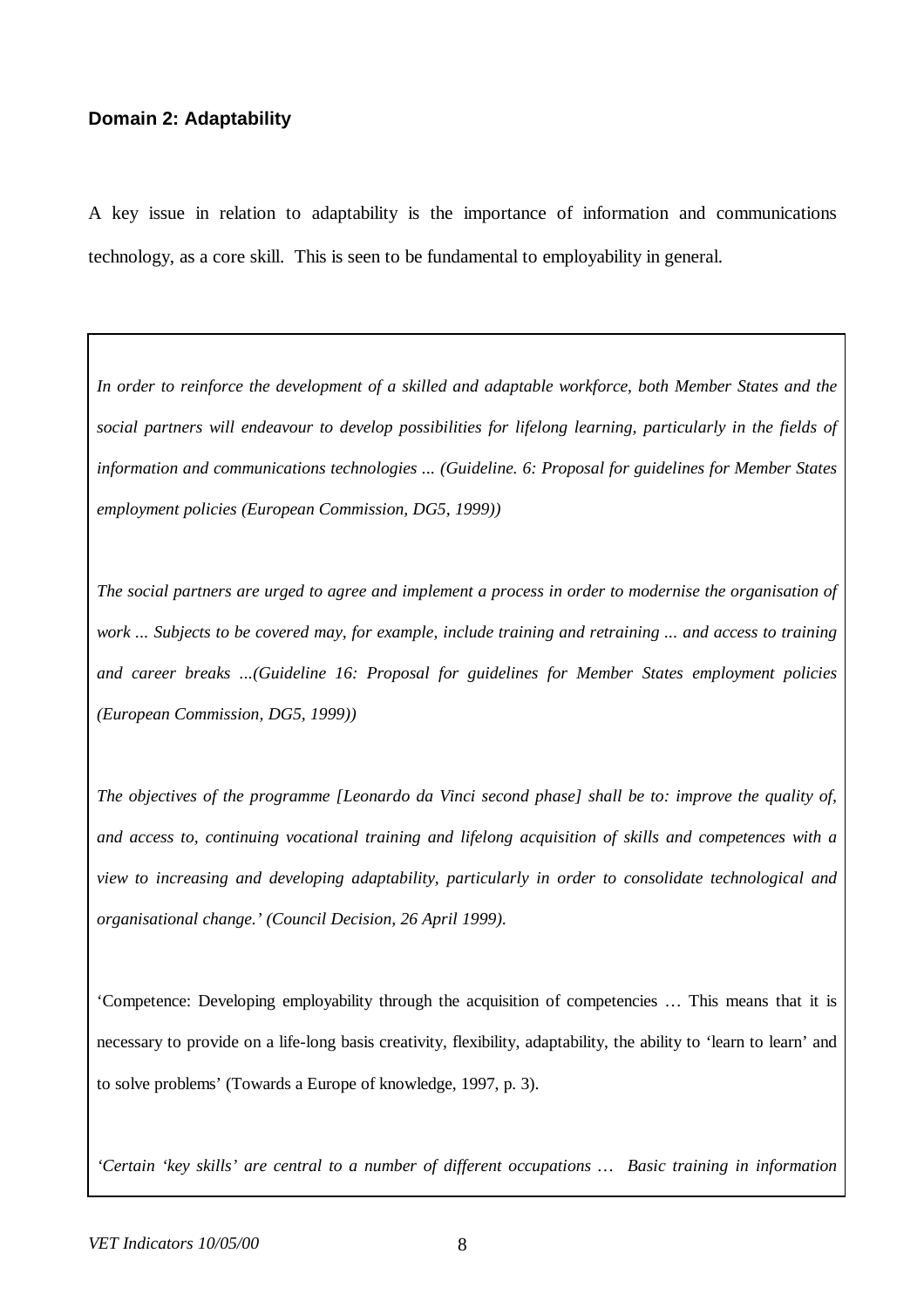### Domain 2: Adaptability

A key issue in relation to adaptability is the importance of information and communications technology, as a core skill. This is seen to be fundamental to employability in general.

*In order to reinforce the development of a skilled and adaptable workforce, both Member States and the social partners will endeavour to develop possibilities for lifelong learning, particularly in the fields of information and communications technologies ... (Guideline. 6: Proposal for guidelines for Member States employment policies (European Commission, DG5, 1999))*

*The social partners are urged to agree and implement a process in order to modernise the organisation of work ... Subjects to be covered may, for example, include training and retraining ... and access to training and career breaks ...(Guideline 16: Proposal for guidelines for Member States employment policies (European Commission, DG5, 1999))*

*The objectives of the programme [Leonardo da Vinci second phase] shall be to: improve the quality of, and access to, continuing vocational training and lifelong acquisition of skills and competences with a view to increasing and developing adaptability, particularly in order to consolidate technological and organisational change.' (Council Decision, 26 April 1999).*

'Competence: Developing employability through the acquisition of competencies … This means that it is necessary to provide on a life-long basis creativity, flexibility, adaptability, the ability to 'learn to learn' and to solve problems' (Towards a Europe of knowledge, 1997, p. 3).

*'Certain 'key skills' are central to a number of different occupations … Basic training in information*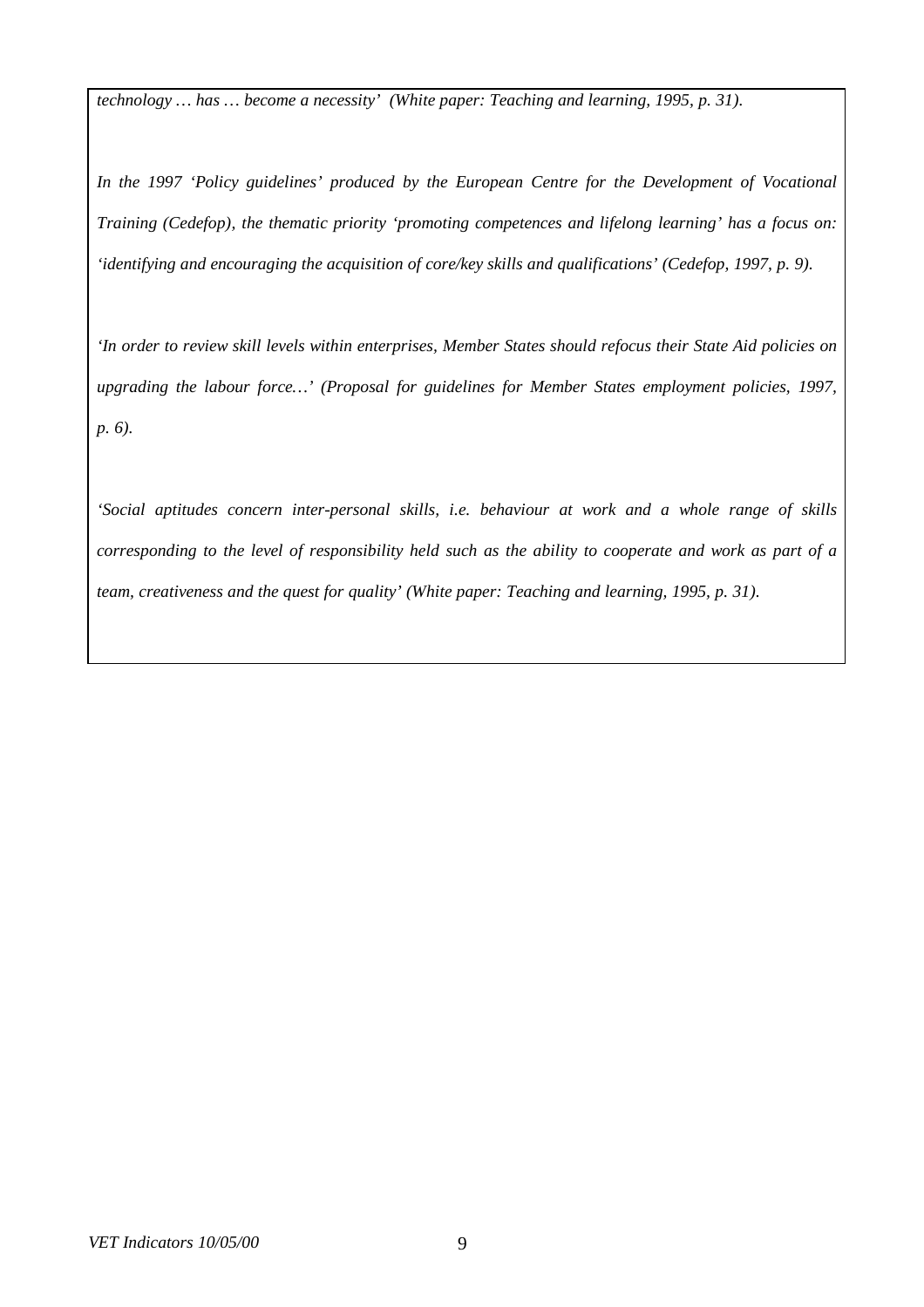*technology … has … become a necessity' (White paper: Teaching and learning, 1995, p. 31).*

*In the 1997 'Policy guidelines' produced by the European Centre for the Development of Vocational Training (Cedefop), the thematic priority 'promoting competences and lifelong learning' has a focus on: 'identifying and encouraging the acquisition of core/key skills and qualifications' (Cedefop, 1997, p. 9).*

*'In order to review skill levels within enterprises, Member States should refocus their State Aid policies on upgrading the labour force…' (Proposal for guidelines for Member States employment policies, 1997, p. 6).*

*'Social aptitudes concern inter-personal skills, i.e. behaviour at work and a whole range of skills corresponding to the level of responsibility held such as the ability to cooperate and work as part of a team, creativeness and the quest for quality' (White paper: Teaching and learning, 1995, p. 31).*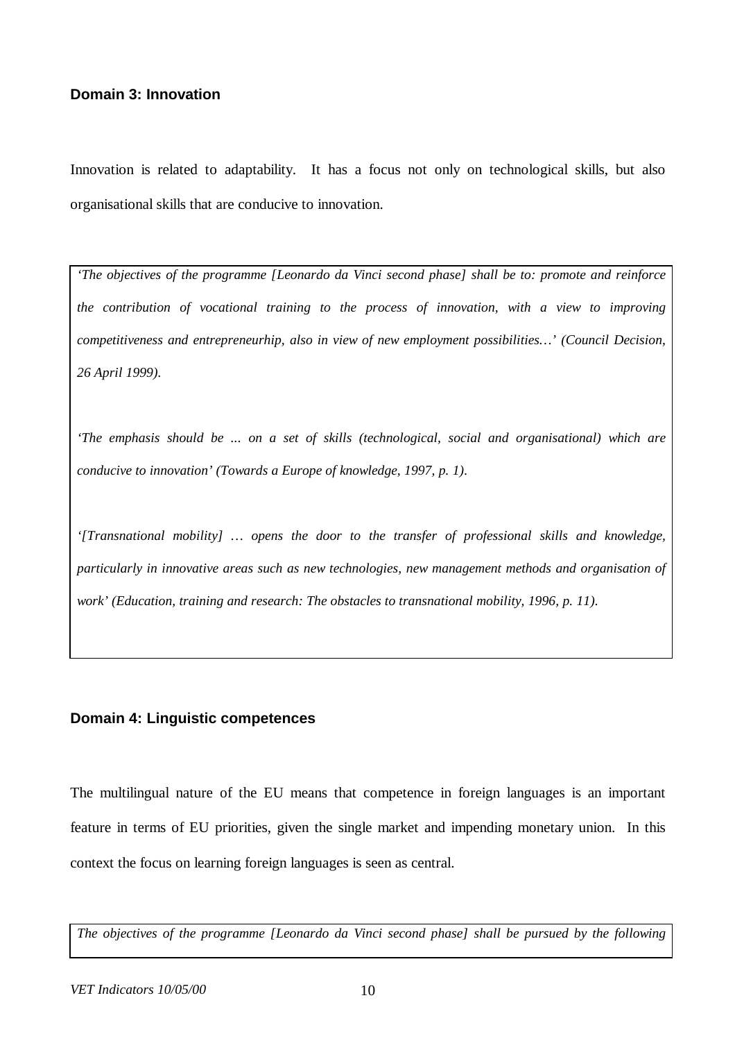### Domain 3: Innovation

Innovation is related to adaptability. It has a focus not only on technological skills, but also organisational skills that are conducive to innovation.

> *'The objectives of the programme [Leonardo da Vinci second phase] shall be to: promote and reinforce the contribution of vocational training to the process of innovation, with a view to improving competitiveness and entrepreneurhip, also in view of new employment possibilities…' (Council Decision, 26 April 1999).*
>
> *'The emphasis should be ... on a set of skills (technological, social and organisational) which are conducive to innovation' (Towards a Europe of knowledge, 1997, p. 1).*
>
> *'[Transnational mobility] … opens the door to the transfer of professional skills and knowledge, particularly in innovative areas such as new technologies, new management methods and organisation of work' (Education, training and research: The obstacles to transnational mobility, 1996, p. 11).*

### Domain 4: Linguistic competences

The multilingual nature of the EU means that competence in foreign languages is an important feature in terms of EU priorities, given the single market and impending monetary union. In this context the focus on learning foreign languages is seen as central.

> *The objectives of the programme [Leonardo da Vinci second phase] shall be pursued by the following*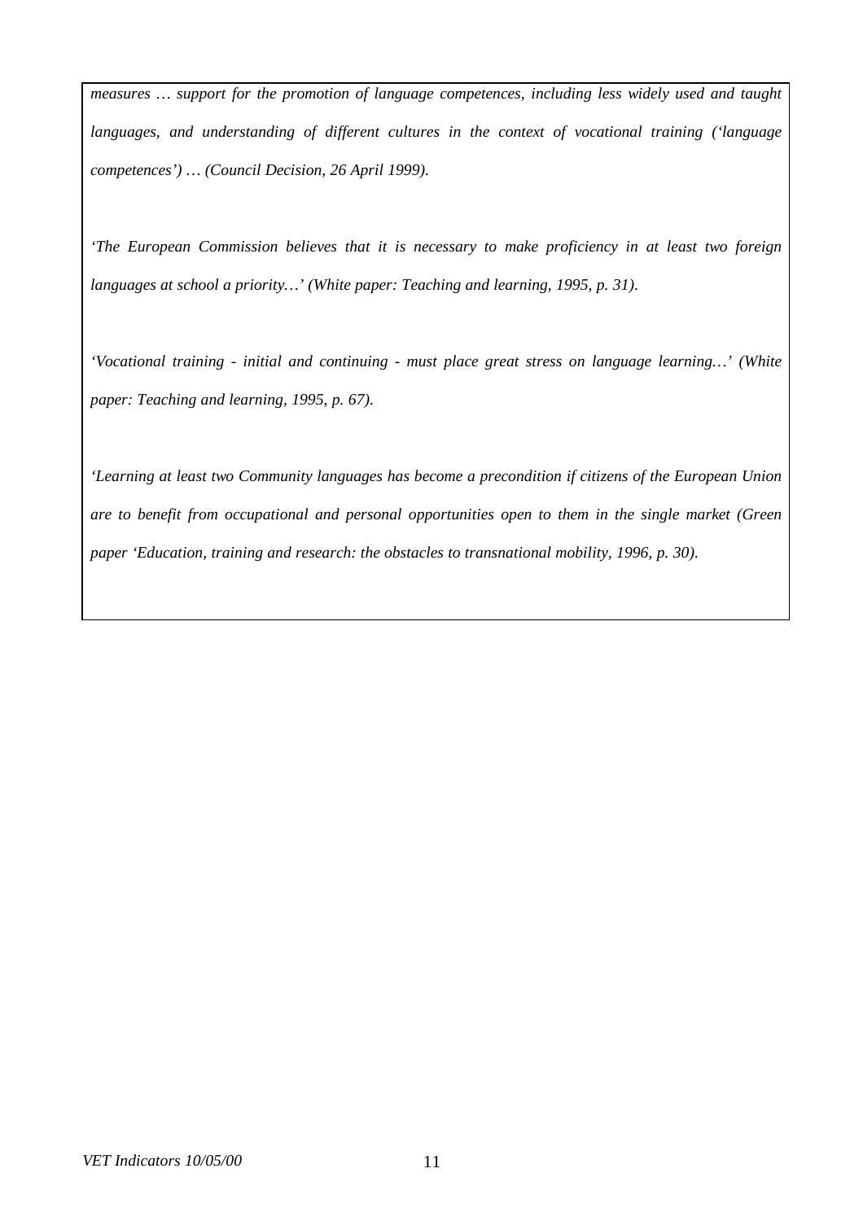*measures … support for the promotion of language competences, including less widely used and taught languages, and understanding of different cultures in the context of vocational training ('language competences') … (Council Decision, 26 April 1999).*

*'The European Commission believes that it is necessary to make proficiency in at least two foreign languages at school a priority…' (White paper: Teaching and learning, 1995, p. 31).*

*'Vocational training - initial and continuing - must place great stress on language learning…' (White paper: Teaching and learning, 1995, p. 67).*

*'Learning at least two Community languages has become a precondition if citizens of the European Union are to benefit from occupational and personal opportunities open to them in the single market (Green paper 'Education, training and research: the obstacles to transnational mobility, 1996, p. 30).*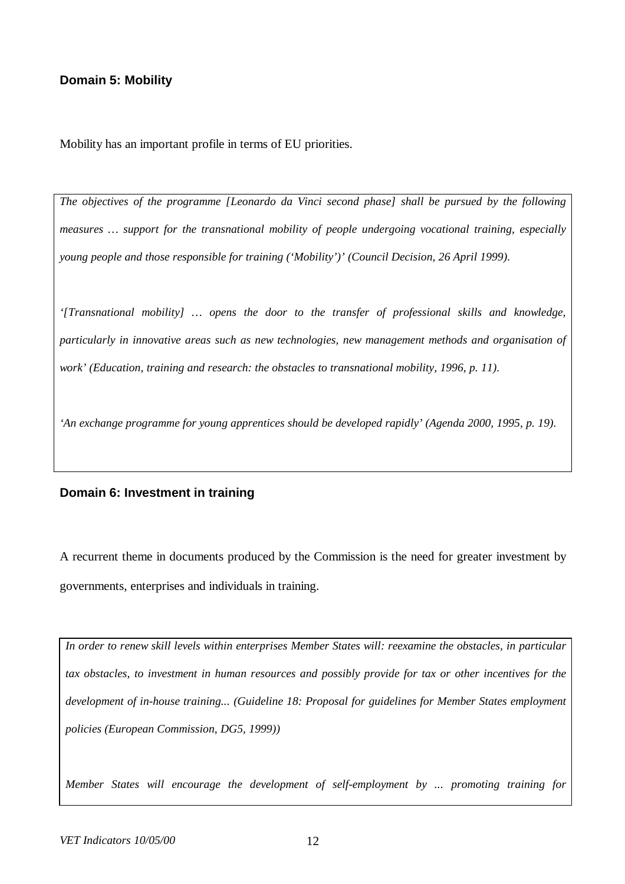### Domain 5: Mobility

Mobility has an important profile in terms of EU priorities.

> *The objectives of the programme [Leonardo da Vinci second phase] shall be pursued by the following measures … support for the transnational mobility of people undergoing vocational training, especially young people and those responsible for training ('Mobility')' (Council Decision, 26 April 1999).*
>
> *'[Transnational mobility] … opens the door to the transfer of professional skills and knowledge, particularly in innovative areas such as new technologies, new management methods and organisation of work' (Education, training and research: the obstacles to transnational mobility, 1996, p. 11).*
>
> *'An exchange programme for young apprentices should be developed rapidly' (Agenda 2000, 1995, p. 19).*

### Domain 6: Investment in training

A recurrent theme in documents produced by the Commission is the need for greater investment by governments, enterprises and individuals in training.

> *In order to renew skill levels within enterprises Member States will: reexamine the obstacles, in particular tax obstacles, to investment in human resources and possibly provide for tax or other incentives for the development of in-house training... (Guideline 18: Proposal for guidelines for Member States employment policies (European Commission, DG5, 1999))*
>
> *Member States will encourage the development of self-employment by ... promoting training for*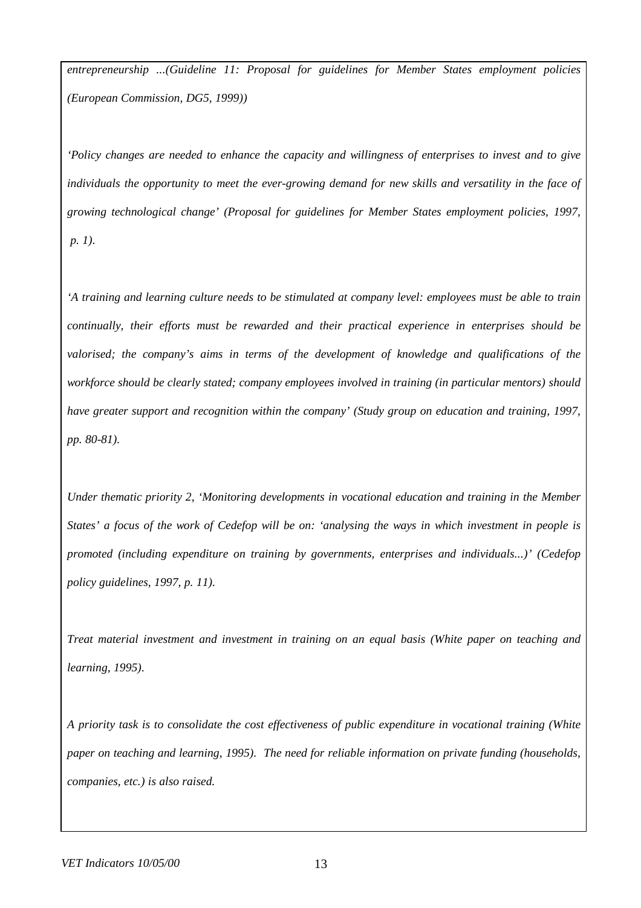*entrepreneurship ...(Guideline 11: Proposal for guidelines for Member States employment policies (European Commission, DG5, 1999))*

*'Policy changes are needed to enhance the capacity and willingness of enterprises to invest and to give individuals the opportunity to meet the ever-growing demand for new skills and versatility in the face of growing technological change' (Proposal for guidelines for Member States employment policies, 1997, p. 1).*

*'A training and learning culture needs to be stimulated at company level: employees must be able to train continually, their efforts must be rewarded and their practical experience in enterprises should be valorised; the company's aims in terms of the development of knowledge and qualifications of the workforce should be clearly stated; company employees involved in training (in particular mentors) should have greater support and recognition within the company' (Study group on education and training, 1997, pp. 80-81).*

*Under thematic priority 2, 'Monitoring developments in vocational education and training in the Member States' a focus of the work of Cedefop will be on: 'analysing the ways in which investment in people is promoted (including expenditure on training by governments, enterprises and individuals...)' (Cedefop policy guidelines, 1997, p. 11).*

*Treat material investment and investment in training on an equal basis (White paper on teaching and learning, 1995).*

*A priority task is to consolidate the cost effectiveness of public expenditure in vocational training (White paper on teaching and learning, 1995). The need for reliable information on private funding (households, companies, etc.) is also raised.*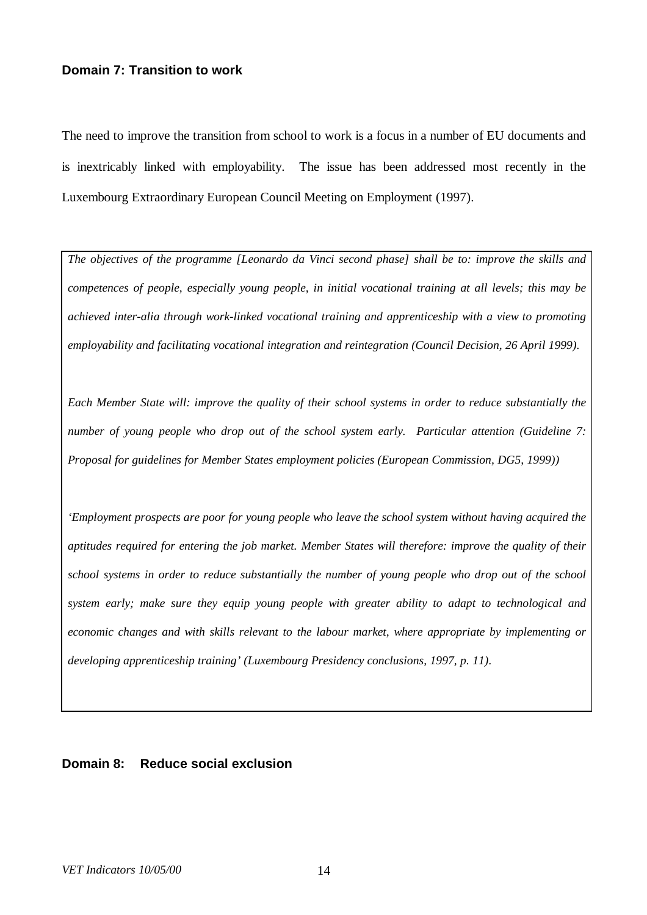### Domain 7: Transition to work

The need to improve the transition from school to work is a focus in a number of EU documents and is inextricably linked with employability. The issue has been addressed most recently in the Luxembourg Extraordinary European Council Meeting on Employment (1997).

*The objectives of the programme [Leonardo da Vinci second phase] shall be to: improve the skills and competences of people, especially young people, in initial vocational training at all levels; this may be achieved inter-alia through work-linked vocational training and apprenticeship with a view to promoting employability and facilitating vocational integration and reintegration (Council Decision, 26 April 1999).*

*Each Member State will: improve the quality of their school systems in order to reduce substantially the number of young people who drop out of the school system early. Particular attention (Guideline 7: Proposal for guidelines for Member States employment policies (European Commission, DG5, 1999))*

*'Employment prospects are poor for young people who leave the school system without having acquired the aptitudes required for entering the job market. Member States will therefore: improve the quality of their school systems in order to reduce substantially the number of young people who drop out of the school system early; make sure they equip young people with greater ability to adapt to technological and economic changes and with skills relevant to the labour market, where appropriate by implementing or developing apprenticeship training' (Luxembourg Presidency conclusions, 1997, p. 11).*

### Domain 8: Reduce social exclusion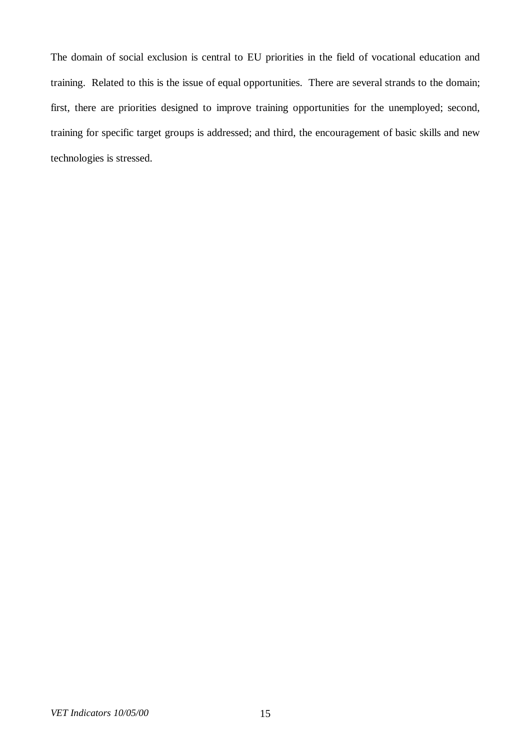The domain of social exclusion is central to EU priorities in the field of vocational education and training. Related to this is the issue of equal opportunities. There are several strands to the domain; first, there are priorities designed to improve training opportunities for the unemployed; second, training for specific target groups is addressed; and third, the encouragement of basic skills and new technologies is stressed.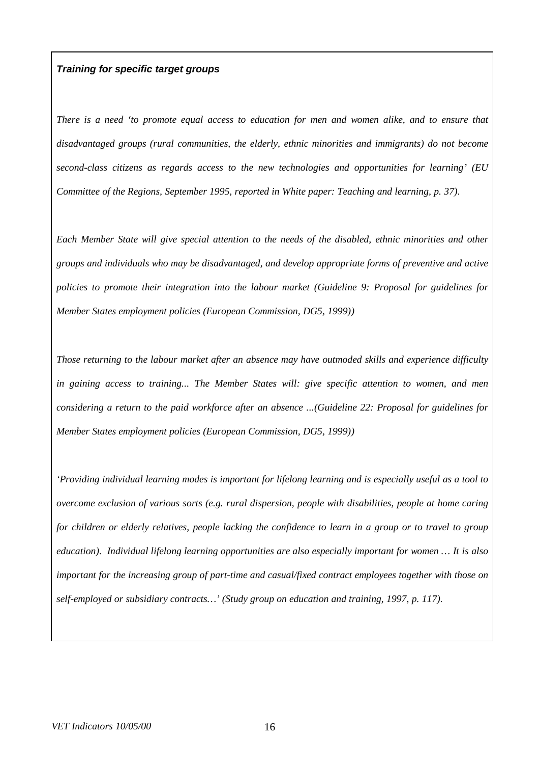***Training for specific target groups***

*There is a need 'to promote equal access to education for men and women alike, and to ensure that disadvantaged groups (rural communities, the elderly, ethnic minorities and immigrants) do not become second-class citizens as regards access to the new technologies and opportunities for learning' (EU Committee of the Regions, September 1995, reported in White paper: Teaching and learning, p. 37).*

*Each Member State will give special attention to the needs of the disabled, ethnic minorities and other groups and individuals who may be disadvantaged, and develop appropriate forms of preventive and active policies to promote their integration into the labour market (Guideline 9: Proposal for guidelines for Member States employment policies (European Commission, DG5, 1999))*

*Those returning to the labour market after an absence may have outmoded skills and experience difficulty in gaining access to training... The Member States will: give specific attention to women, and men considering a return to the paid workforce after an absence ...(Guideline 22: Proposal for guidelines for Member States employment policies (European Commission, DG5, 1999))*

*'Providing individual learning modes is important for lifelong learning and is especially useful as a tool to overcome exclusion of various sorts (e.g. rural dispersion, people with disabilities, people at home caring for children or elderly relatives, people lacking the confidence to learn in a group or to travel to group education). Individual lifelong learning opportunities are also especially important for women … It is also important for the increasing group of part-time and casual/fixed contract employees together with those on self-employed or subsidiary contracts…' (Study group on education and training, 1997, p. 117).*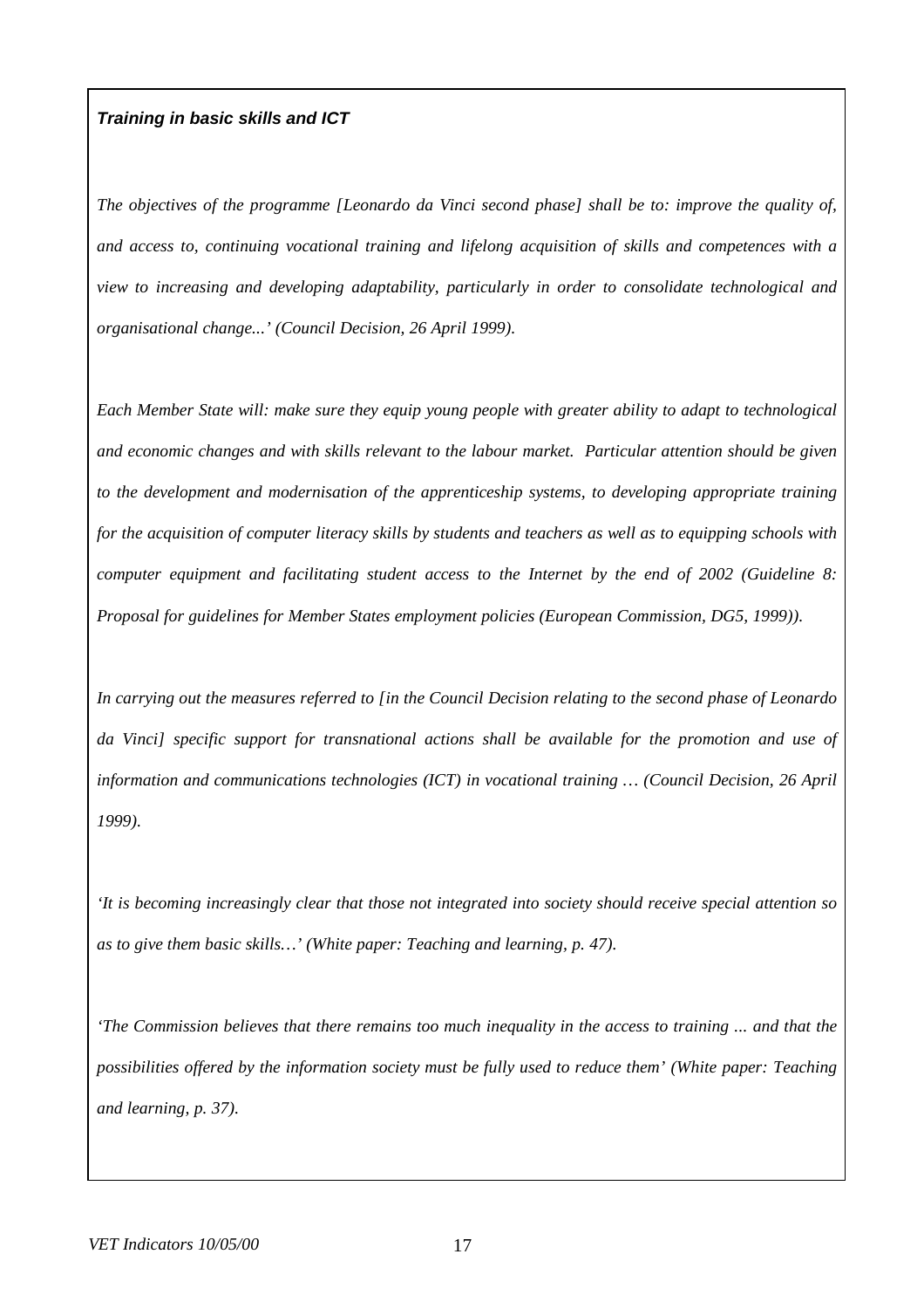***Training in basic skills and ICT***

*The objectives of the programme [Leonardo da Vinci second phase] shall be to: improve the quality of, and access to, continuing vocational training and lifelong acquisition of skills and competences with a view to increasing and developing adaptability, particularly in order to consolidate technological and organisational change...' (Council Decision, 26 April 1999).*

*Each Member State will: make sure they equip young people with greater ability to adapt to technological and economic changes and with skills relevant to the labour market. Particular attention should be given to the development and modernisation of the apprenticeship systems, to developing appropriate training for the acquisition of computer literacy skills by students and teachers as well as to equipping schools with computer equipment and facilitating student access to the Internet by the end of 2002 (Guideline 8: Proposal for guidelines for Member States employment policies (European Commission, DG5, 1999)).*

*In carrying out the measures referred to [in the Council Decision relating to the second phase of Leonardo da Vinci] specific support for transnational actions shall be available for the promotion and use of information and communications technologies (ICT) in vocational training … (Council Decision, 26 April 1999).*

*'It is becoming increasingly clear that those not integrated into society should receive special attention so as to give them basic skills…' (White paper: Teaching and learning, p. 47).*

*'The Commission believes that there remains too much inequality in the access to training ... and that the possibilities offered by the information society must be fully used to reduce them' (White paper: Teaching and learning, p. 37).*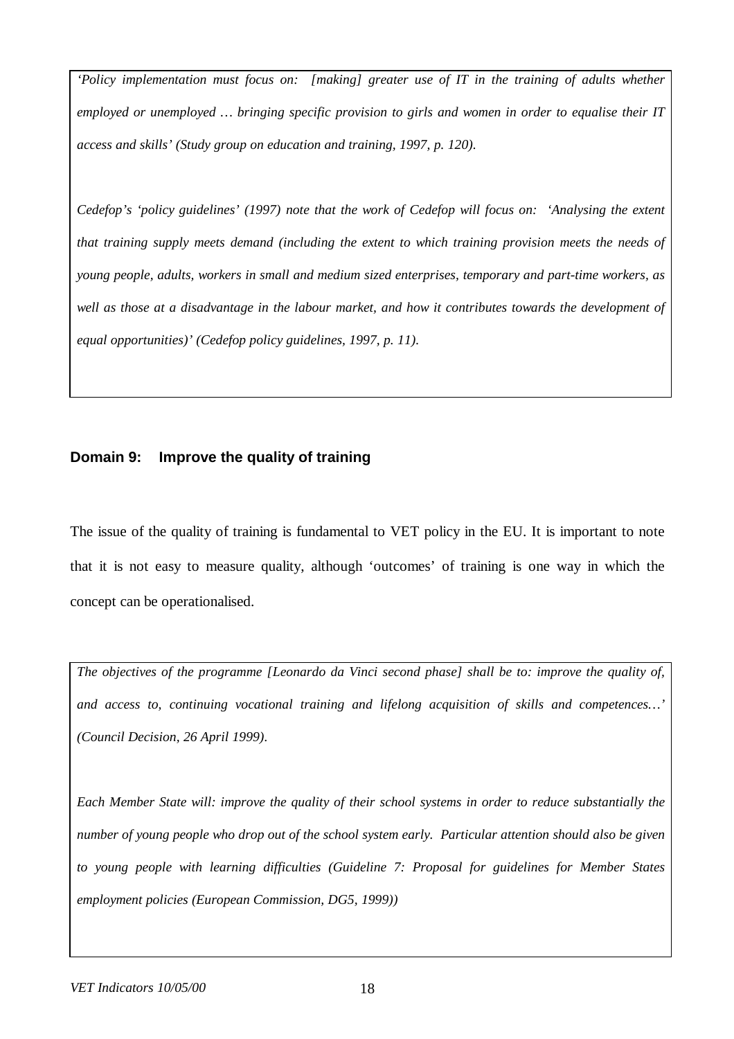*'Policy implementation must focus on: [making] greater use of IT in the training of adults whether employed or unemployed … bringing specific provision to girls and women in order to equalise their IT access and skills' (Study group on education and training, 1997, p. 120).*

*Cedefop's 'policy guidelines' (1997) note that the work of Cedefop will focus on: 'Analysing the extent that training supply meets demand (including the extent to which training provision meets the needs of young people, adults, workers in small and medium sized enterprises, temporary and part-time workers, as well as those at a disadvantage in the labour market, and how it contributes towards the development of equal opportunities)' (Cedefop policy guidelines, 1997, p. 11).*

### Domain 9: Improve the quality of training

The issue of the quality of training is fundamental to VET policy in the EU. It is important to note that it is not easy to measure quality, although 'outcomes' of training is one way in which the concept can be operationalised.

*The objectives of the programme [Leonardo da Vinci second phase] shall be to: improve the quality of, and access to, continuing vocational training and lifelong acquisition of skills and competences…' (Council Decision, 26 April 1999).*

*Each Member State will: improve the quality of their school systems in order to reduce substantially the number of young people who drop out of the school system early. Particular attention should also be given to young people with learning difficulties (Guideline 7: Proposal for guidelines for Member States employment policies (European Commission, DG5, 1999))*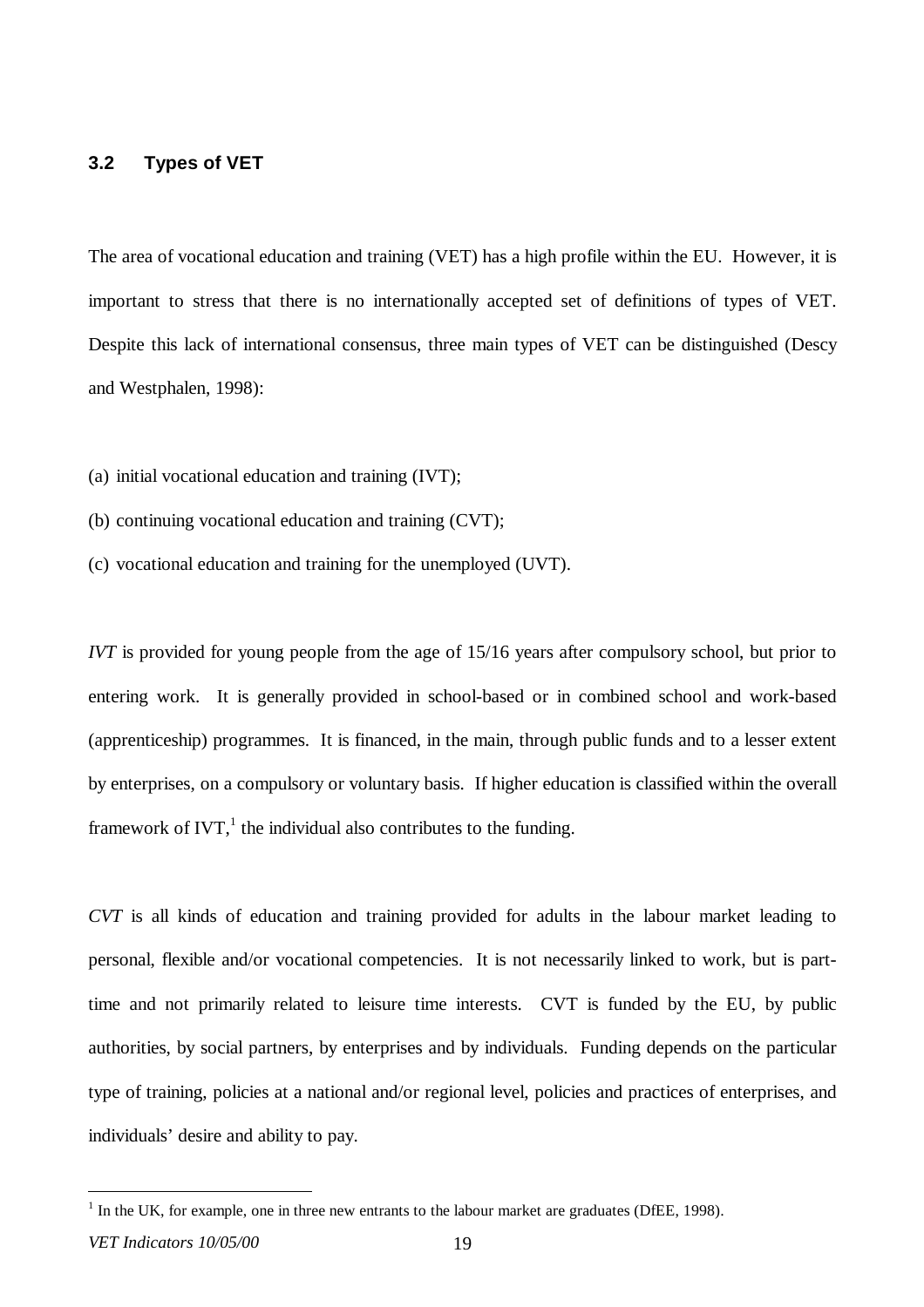### 3.2 Types of VET

The area of vocational education and training (VET) has a high profile within the EU. However, it is important to stress that there is no internationally accepted set of definitions of types of VET. Despite this lack of international consensus, three main types of VET can be distinguished (Descy and Westphalen, 1998):

(a) initial vocational education and training (IVT);

(b) continuing vocational education and training (CVT);

(c) vocational education and training for the unemployed (UVT).

*IVT* is provided for young people from the age of 15/16 years after compulsory school, but prior to entering work. It is generally provided in school-based or in combined school and work-based (apprenticeship) programmes. It is financed, in the main, through public funds and to a lesser extent by enterprises, on a compulsory or voluntary basis. If higher education is classified within the overall framework of IVT,[1] the individual also contributes to the funding.

*CVT* is all kinds of education and training provided for adults in the labour market leading to personal, flexible and/or vocational competencies. It is not necessarily linked to work, but is part-time and not primarily related to leisure time interests. CVT is funded by the EU, by public authorities, by social partners, by enterprises and by individuals. Funding depends on the particular type of training, policies at a national and/or regional level, policies and practices of enterprises, and individuals' desire and ability to pay.

---

[1] In the UK, for example, one in three new entrants to the labour market are graduates (DfEE, 1998).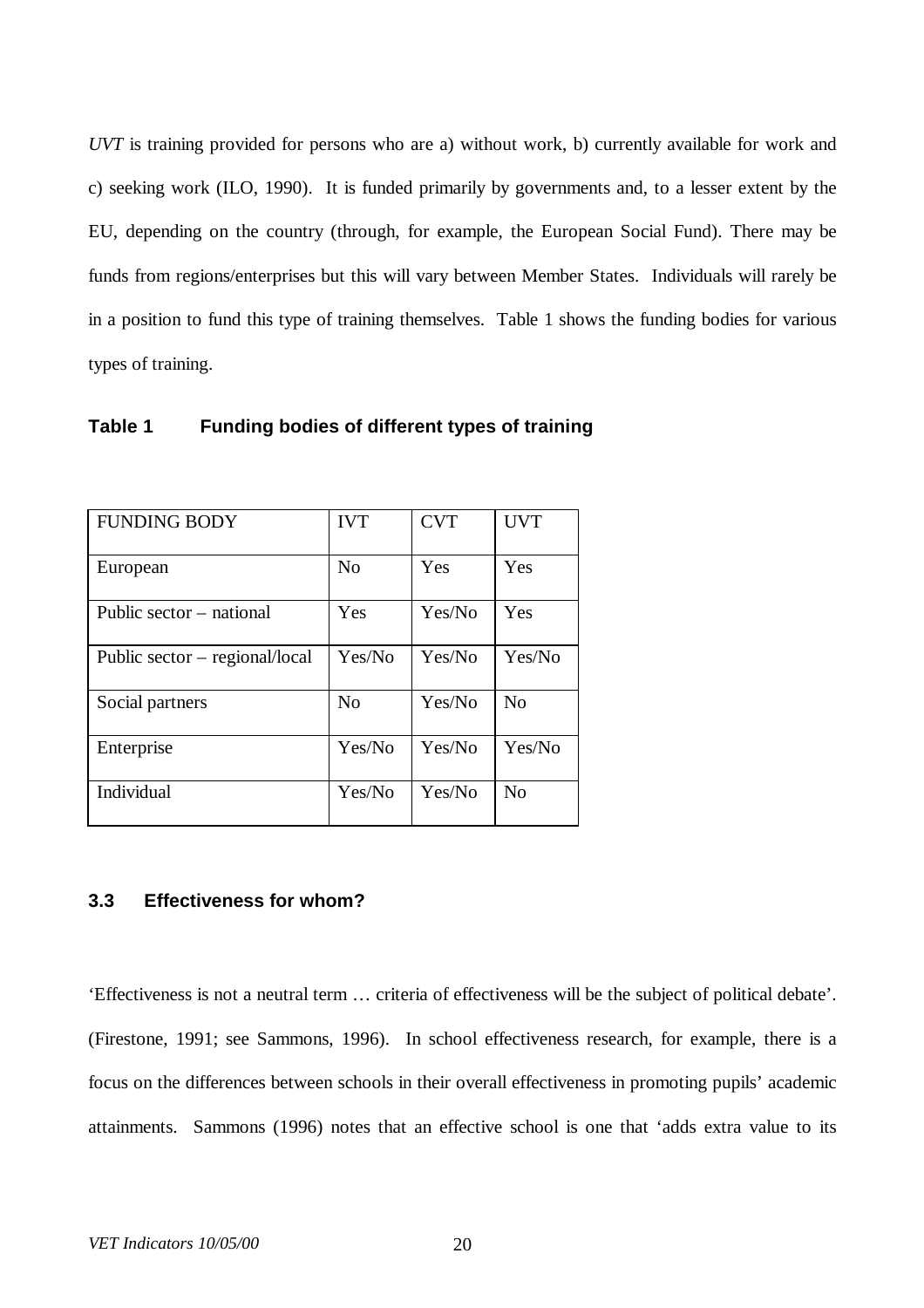*UVT* is training provided for persons who are a) without work, b) currently available for work and c) seeking work (ILO, 1990). It is funded primarily by governments and, to a lesser extent by the EU, depending on the country (through, for example, the European Social Fund). There may be funds from regions/enterprises but this will vary between Member States. Individuals will rarely be in a position to fund this type of training themselves. Table 1 shows the funding bodies for various types of training.

**Table 1 Funding bodies of different types of training**

| FUNDING BODY | IVT | CVT | UVT |
|---|---|---|---|
| European | No | Yes | Yes |
| Public sector – national | Yes | Yes/No | Yes |
| Public sector – regional/local | Yes/No | Yes/No | Yes/No |
| Social partners | No | Yes/No | No |
| Enterprise | Yes/No | Yes/No | Yes/No |
| Individual | Yes/No | Yes/No | No |

### 3.3 Effectiveness for whom?

'Effectiveness is not a neutral term … criteria of effectiveness will be the subject of political debate'. (Firestone, 1991; see Sammons, 1996). In school effectiveness research, for example, there is a focus on the differences between schools in their overall effectiveness in promoting pupils' academic attainments. Sammons (1996) notes that an effective school is one that 'adds extra value to its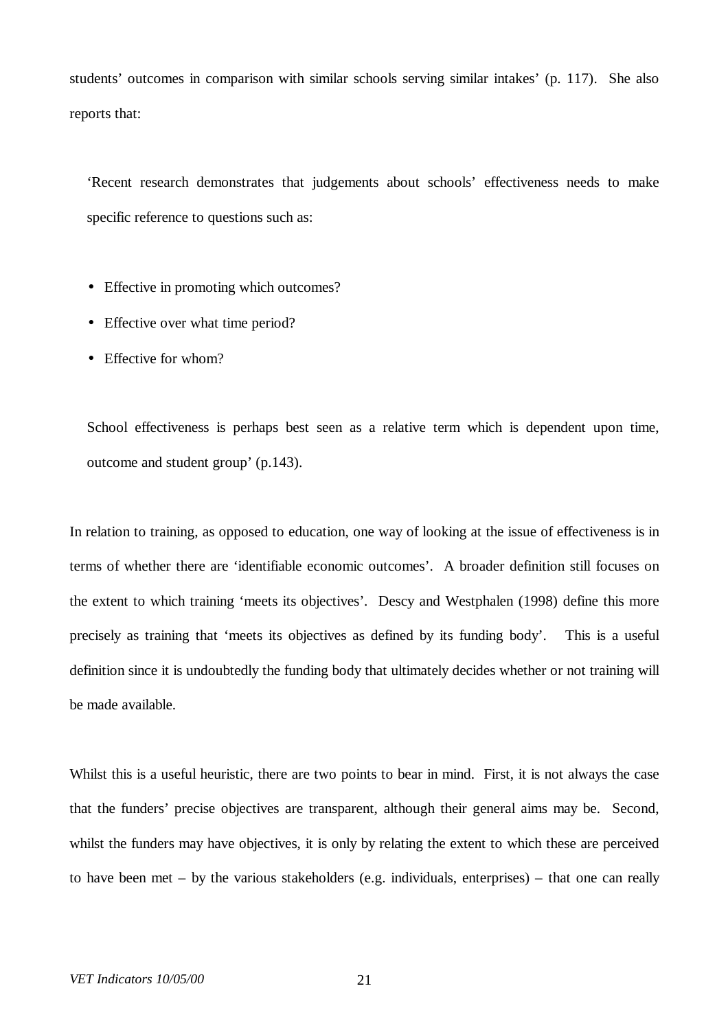students' outcomes in comparison with similar schools serving similar intakes' (p. 117). She also reports that:

> 'Recent research demonstrates that judgements about schools' effectiveness needs to make specific reference to questions such as:
>
> - Effective in promoting which outcomes?
> - Effective over what time period?
> - Effective for whom?
>
> School effectiveness is perhaps best seen as a relative term which is dependent upon time, outcome and student group' (p.143).

In relation to training, as opposed to education, one way of looking at the issue of effectiveness is in terms of whether there are 'identifiable economic outcomes'. A broader definition still focuses on the extent to which training 'meets its objectives'. Descy and Westphalen (1998) define this more precisely as training that 'meets its objectives as defined by its funding body'. This is a useful definition since it is undoubtedly the funding body that ultimately decides whether or not training will be made available.

Whilst this is a useful heuristic, there are two points to bear in mind. First, it is not always the case that the funders' precise objectives are transparent, although their general aims may be. Second, whilst the funders may have objectives, it is only by relating the extent to which these are perceived to have been met – by the various stakeholders (e.g. individuals, enterprises) – that one can really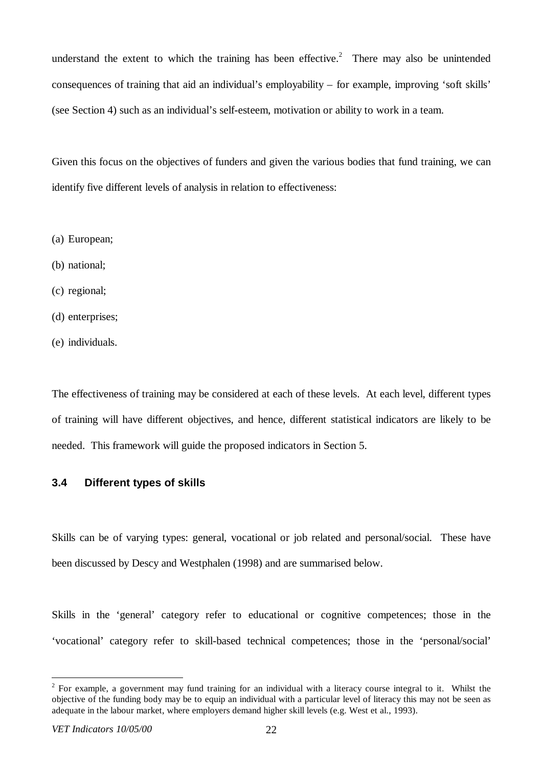understand the extent to which the training has been effective.[2] There may also be unintended consequences of training that aid an individual's employability – for example, improving 'soft skills' (see Section 4) such as an individual's self-esteem, motivation or ability to work in a team.

Given this focus on the objectives of funders and given the various bodies that fund training, we can identify five different levels of analysis in relation to effectiveness:

(a) European;

(b) national;

(c) regional;

(d) enterprises;

(e) individuals.

The effectiveness of training may be considered at each of these levels. At each level, different types of training will have different objectives, and hence, different statistical indicators are likely to be needed. This framework will guide the proposed indicators in Section 5.

### 3.4 Different types of skills

Skills can be of varying types: general, vocational or job related and personal/social. These have been discussed by Descy and Westphalen (1998) and are summarised below.

Skills in the 'general' category refer to educational or cognitive competences; those in the 'vocational' category refer to skill-based technical competences; those in the 'personal/social'

[2] For example, a government may fund training for an individual with a literacy course integral to it. Whilst the objective of the funding body may be to equip an individual with a particular level of literacy this may not be seen as adequate in the labour market, where employers demand higher skill levels (e.g. West et al., 1993).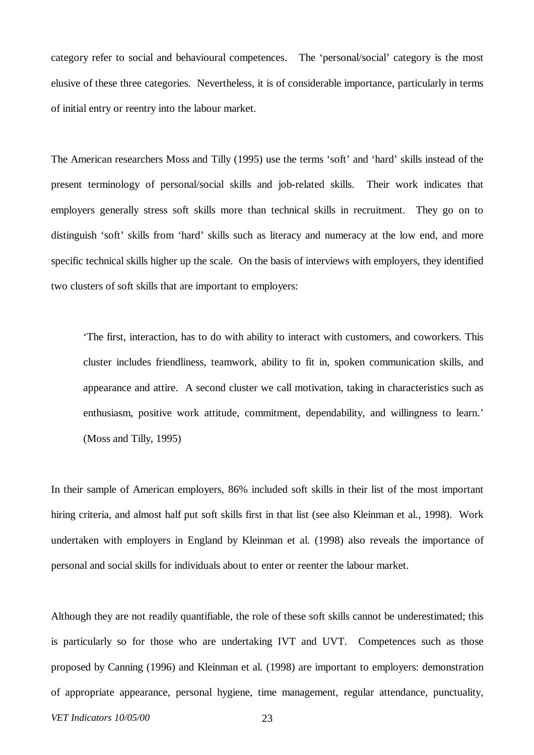category refer to social and behavioural competences. The 'personal/social' category is the most elusive of these three categories. Nevertheless, it is of considerable importance, particularly in terms of initial entry or reentry into the labour market.

The American researchers Moss and Tilly (1995) use the terms 'soft' and 'hard' skills instead of the present terminology of personal/social skills and job-related skills. Their work indicates that employers generally stress soft skills more than technical skills in recruitment. They go on to distinguish 'soft' skills from 'hard' skills such as literacy and numeracy at the low end, and more specific technical skills higher up the scale. On the basis of interviews with employers, they identified two clusters of soft skills that are important to employers:

> 'The first, interaction, has to do with ability to interact with customers, and coworkers. This cluster includes friendliness, teamwork, ability to fit in, spoken communication skills, and appearance and attire. A second cluster we call motivation, taking in characteristics such as enthusiasm, positive work attitude, commitment, dependability, and willingness to learn.' (Moss and Tilly, 1995)

In their sample of American employers, 86% included soft skills in their list of the most important hiring criteria, and almost half put soft skills first in that list (see also Kleinman et al., 1998). Work undertaken with employers in England by Kleinman et al. (1998) also reveals the importance of personal and social skills for individuals about to enter or reenter the labour market.

Although they are not readily quantifiable, the role of these soft skills cannot be underestimated; this is particularly so for those who are undertaking IVT and UVT. Competences such as those proposed by Canning (1996) and Kleinman et al. (1998) are important to employers: demonstration of appropriate appearance, personal hygiene, time management, regular attendance, punctuality,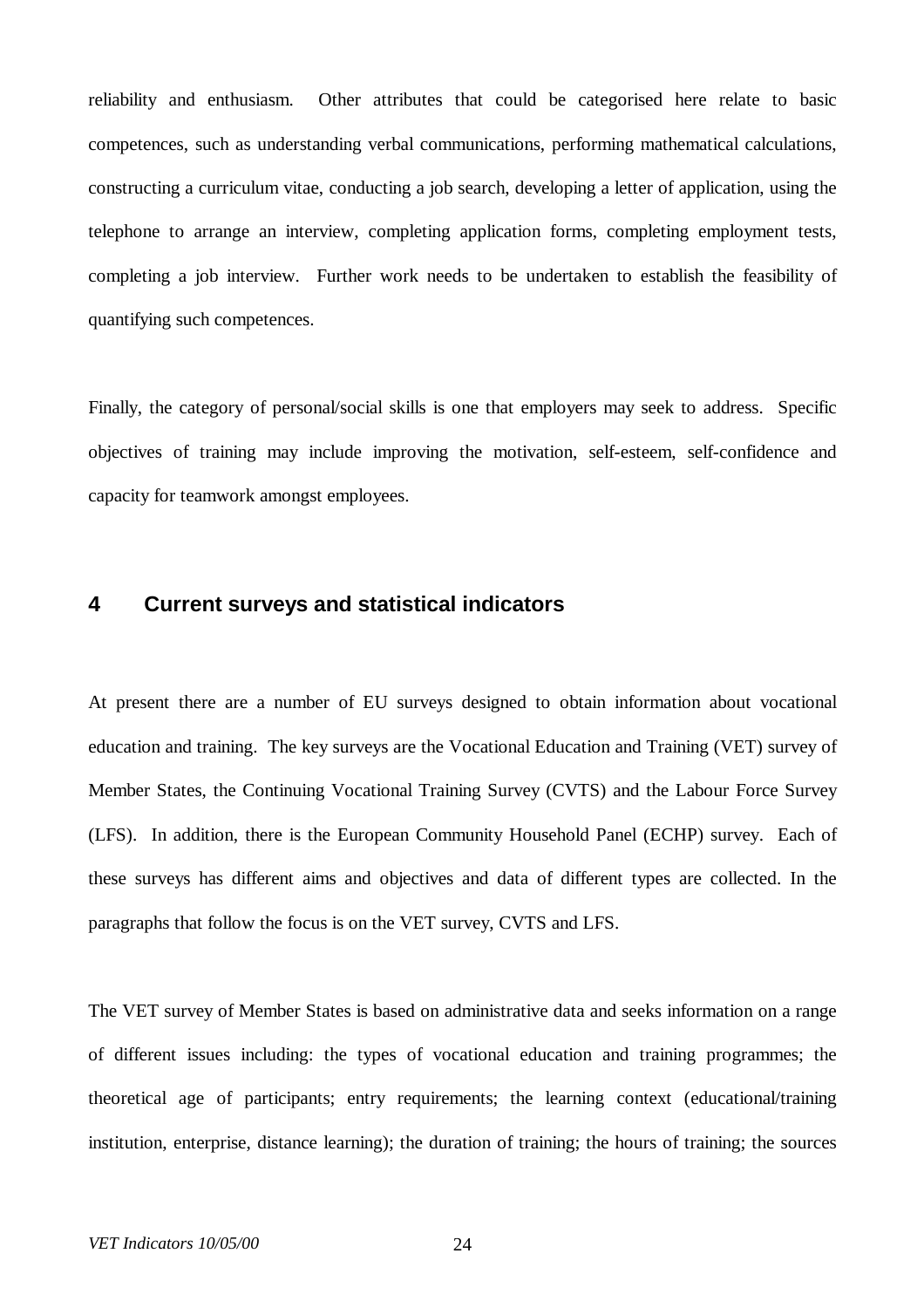reliability and enthusiasm. Other attributes that could be categorised here relate to basic competences, such as understanding verbal communications, performing mathematical calculations, constructing a curriculum vitae, conducting a job search, developing a letter of application, using the telephone to arrange an interview, completing application forms, completing employment tests, completing a job interview. Further work needs to be undertaken to establish the feasibility of quantifying such competences.

Finally, the category of personal/social skills is one that employers may seek to address. Specific objectives of training may include improving the motivation, self-esteem, self-confidence and capacity for teamwork amongst employees.

## 4 Current surveys and statistical indicators

At present there are a number of EU surveys designed to obtain information about vocational education and training. The key surveys are the Vocational Education and Training (VET) survey of Member States, the Continuing Vocational Training Survey (CVTS) and the Labour Force Survey (LFS). In addition, there is the European Community Household Panel (ECHP) survey. Each of these surveys has different aims and objectives and data of different types are collected. In the paragraphs that follow the focus is on the VET survey, CVTS and LFS.

The VET survey of Member States is based on administrative data and seeks information on a range of different issues including: the types of vocational education and training programmes; the theoretical age of participants; entry requirements; the learning context (educational/training institution, enterprise, distance learning); the duration of training; the hours of training; the sources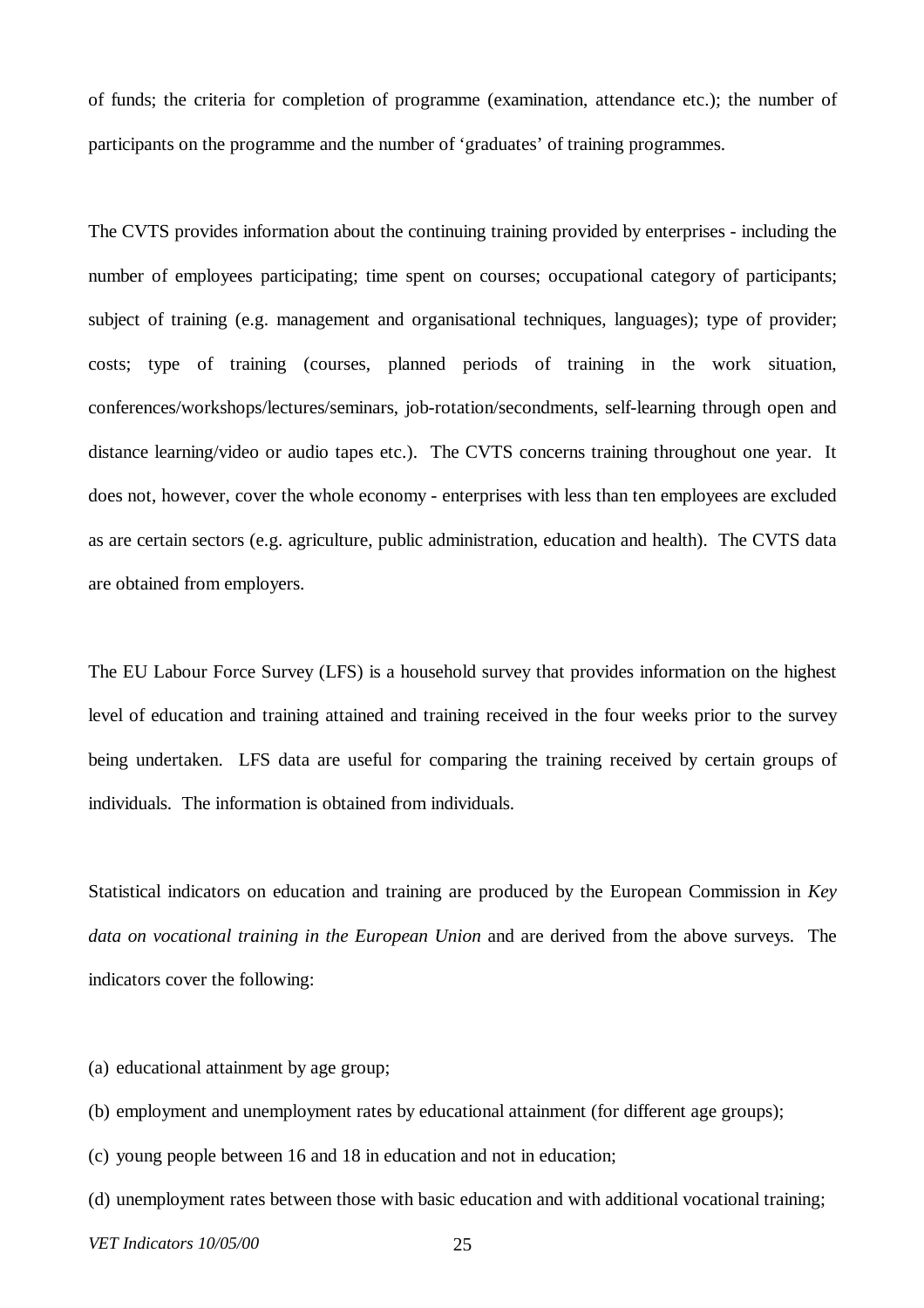of funds; the criteria for completion of programme (examination, attendance etc.); the number of participants on the programme and the number of 'graduates' of training programmes.

The CVTS provides information about the continuing training provided by enterprises - including the number of employees participating; time spent on courses; occupational category of participants; subject of training (e.g. management and organisational techniques, languages); type of provider; costs; type of training (courses, planned periods of training in the work situation, conferences/workshops/lectures/seminars, job-rotation/secondments, self-learning through open and distance learning/video or audio tapes etc.). The CVTS concerns training throughout one year. It does not, however, cover the whole economy - enterprises with less than ten employees are excluded as are certain sectors (e.g. agriculture, public administration, education and health). The CVTS data are obtained from employers.

The EU Labour Force Survey (LFS) is a household survey that provides information on the highest level of education and training attained and training received in the four weeks prior to the survey being undertaken. LFS data are useful for comparing the training received by certain groups of individuals. The information is obtained from individuals.

Statistical indicators on education and training are produced by the European Commission in *Key data on vocational training in the European Union* and are derived from the above surveys. The indicators cover the following:

(a) educational attainment by age group;

(b) employment and unemployment rates by educational attainment (for different age groups);

(c) young people between 16 and 18 in education and not in education;

(d) unemployment rates between those with basic education and with additional vocational training;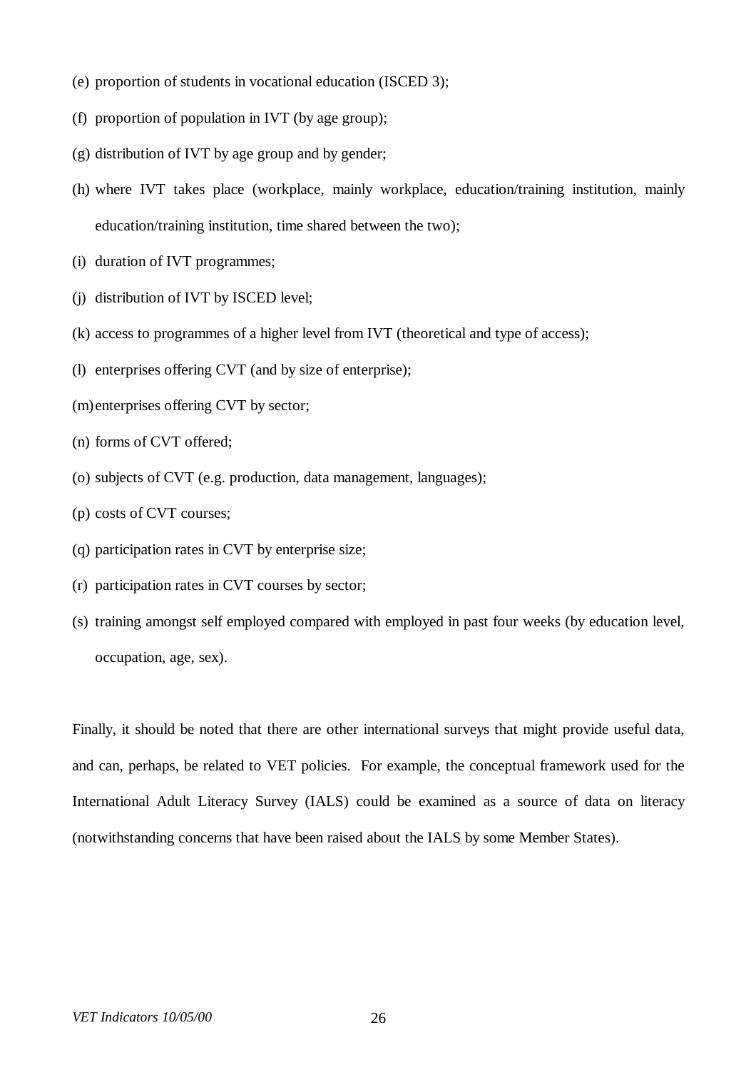(e) proportion of students in vocational education (ISCED 3);

(f) proportion of population in IVT (by age group);

(g) distribution of IVT by age group and by gender;

(h) where IVT takes place (workplace, mainly workplace, education/training institution, mainly education/training institution, time shared between the two);

(i) duration of IVT programmes;

(j) distribution of IVT by ISCED level;

(k) access to programmes of a higher level from IVT (theoretical and type of access);

(l) enterprises offering CVT (and by size of enterprise);

(m) enterprises offering CVT by sector;

(n) forms of CVT offered;

(o) subjects of CVT (e.g. production, data management, languages);

(p) costs of CVT courses;

(q) participation rates in CVT by enterprise size;

(r) participation rates in CVT courses by sector;

(s) training amongst self employed compared with employed in past four weeks (by education level, occupation, age, sex).

Finally, it should be noted that there are other international surveys that might provide useful data, and can, perhaps, be related to VET policies. For example, the conceptual framework used for the International Adult Literacy Survey (IALS) could be examined as a source of data on literacy (notwithstanding concerns that have been raised about the IALS by some Member States).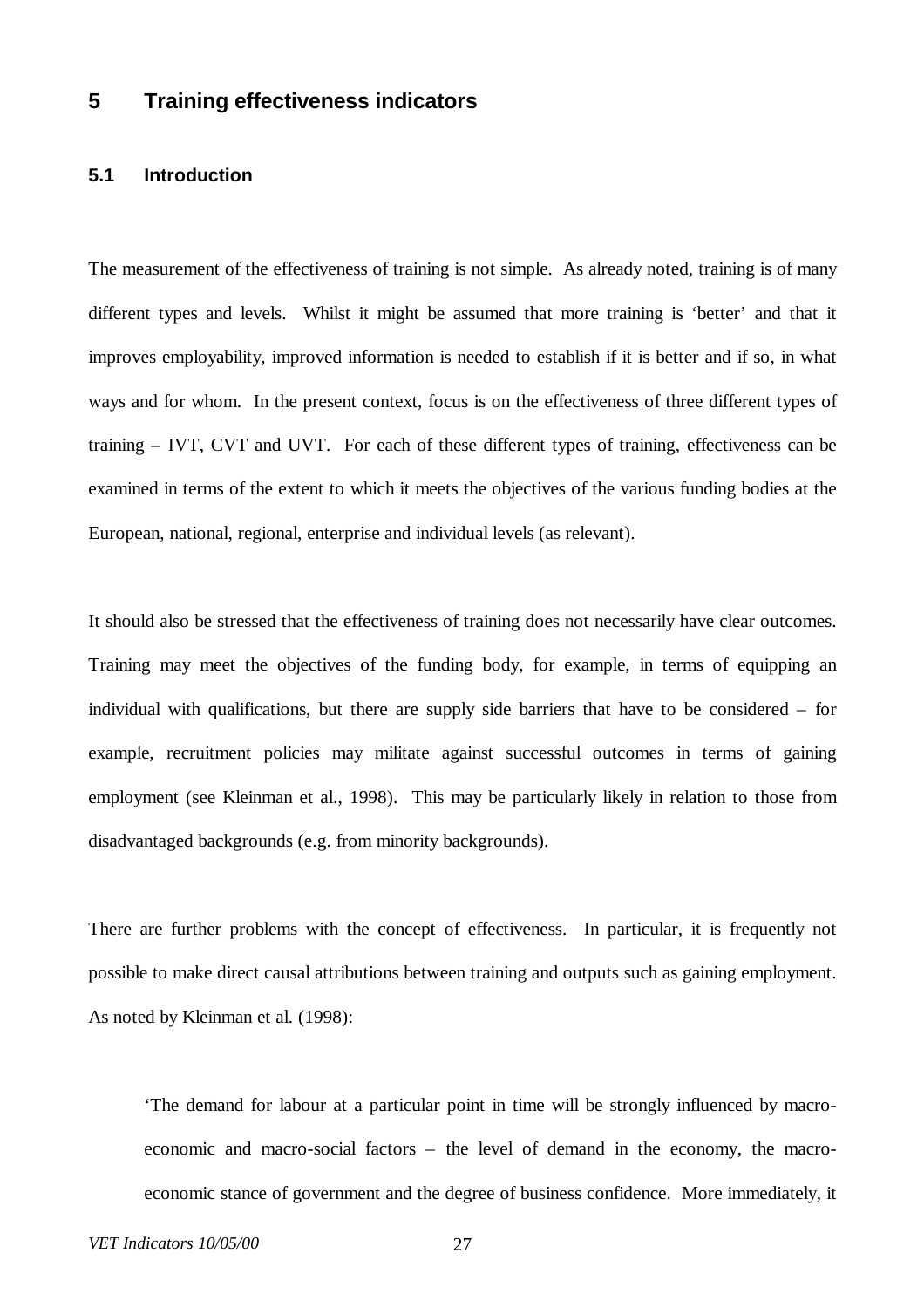# 5 Training effectiveness indicators

## 5.1 Introduction

The measurement of the effectiveness of training is not simple. As already noted, training is of many different types and levels. Whilst it might be assumed that more training is 'better' and that it improves employability, improved information is needed to establish if it is better and if so, in what ways and for whom. In the present context, focus is on the effectiveness of three different types of training – IVT, CVT and UVT. For each of these different types of training, effectiveness can be examined in terms of the extent to which it meets the objectives of the various funding bodies at the European, national, regional, enterprise and individual levels (as relevant).

It should also be stressed that the effectiveness of training does not necessarily have clear outcomes. Training may meet the objectives of the funding body, for example, in terms of equipping an individual with qualifications, but there are supply side barriers that have to be considered – for example, recruitment policies may militate against successful outcomes in terms of gaining employment (see Kleinman et al., 1998). This may be particularly likely in relation to those from disadvantaged backgrounds (e.g. from minority backgrounds).

There are further problems with the concept of effectiveness. In particular, it is frequently not possible to make direct causal attributions between training and outputs such as gaining employment. As noted by Kleinman et al. (1998):

> 'The demand for labour at a particular point in time will be strongly influenced by macro-economic and macro-social factors – the level of demand in the economy, the macro-economic stance of government and the degree of business confidence. More immediately, it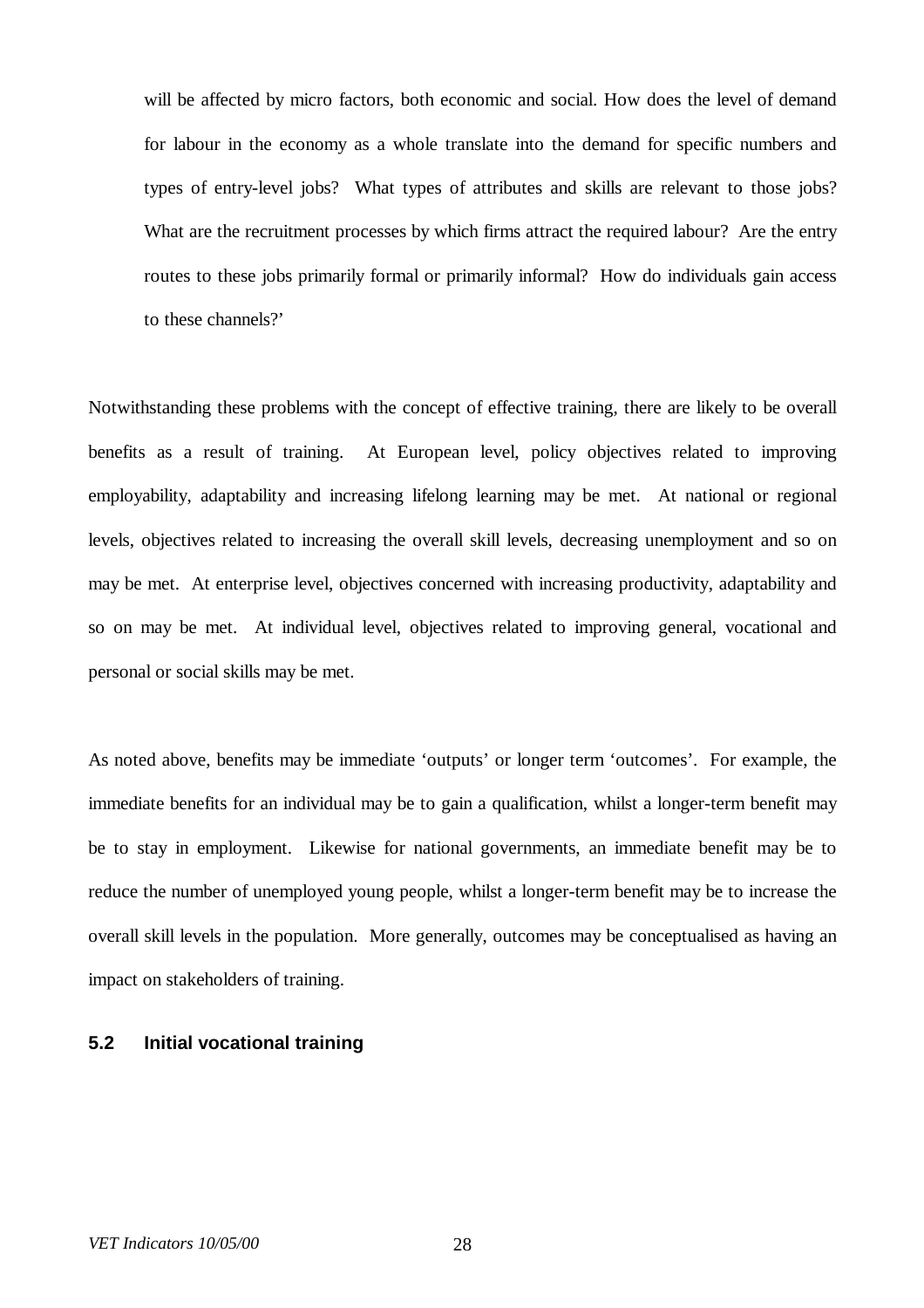> will be affected by micro factors, both economic and social. How does the level of demand for labour in the economy as a whole translate into the demand for specific numbers and types of entry-level jobs? What types of attributes and skills are relevant to those jobs? What are the recruitment processes by which firms attract the required labour? Are the entry routes to these jobs primarily formal or primarily informal? How do individuals gain access to these channels?'

Notwithstanding these problems with the concept of effective training, there are likely to be overall benefits as a result of training. At European level, policy objectives related to improving employability, adaptability and increasing lifelong learning may be met. At national or regional levels, objectives related to increasing the overall skill levels, decreasing unemployment and so on may be met. At enterprise level, objectives concerned with increasing productivity, adaptability and so on may be met. At individual level, objectives related to improving general, vocational and personal or social skills may be met.

As noted above, benefits may be immediate 'outputs' or longer term 'outcomes'. For example, the immediate benefits for an individual may be to gain a qualification, whilst a longer-term benefit may be to stay in employment. Likewise for national governments, an immediate benefit may be to reduce the number of unemployed young people, whilst a longer-term benefit may be to increase the overall skill levels in the population. More generally, outcomes may be conceptualised as having an impact on stakeholders of training.

### 5.2 Initial vocational training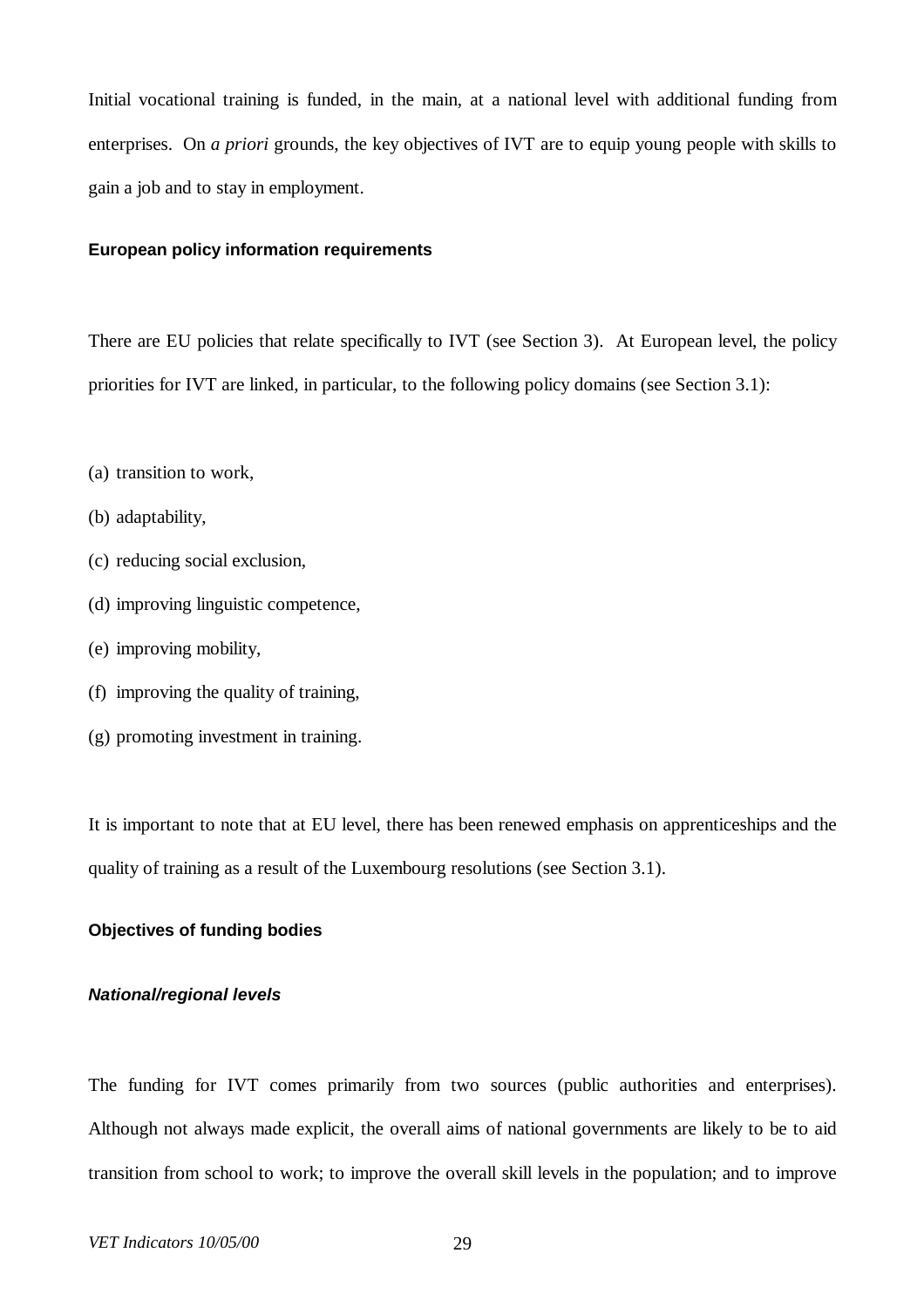Initial vocational training is funded, in the main, at a national level with additional funding from enterprises. On *a priori* grounds, the key objectives of IVT are to equip young people with skills to gain a job and to stay in employment.

#### European policy information requirements

There are EU policies that relate specifically to IVT (see Section 3). At European level, the policy priorities for IVT are linked, in particular, to the following policy domains (see Section 3.1):

(a) transition to work,

(b) adaptability,

(c) reducing social exclusion,

(d) improving linguistic competence,

(e) improving mobility,

(f) improving the quality of training,

(g) promoting investment in training.

It is important to note that at EU level, there has been renewed emphasis on apprenticeships and the quality of training as a result of the Luxembourg resolutions (see Section 3.1).

#### Objectives of funding bodies

##### *National/regional levels*

The funding for IVT comes primarily from two sources (public authorities and enterprises). Although not always made explicit, the overall aims of national governments are likely to be to aid transition from school to work; to improve the overall skill levels in the population; and to improve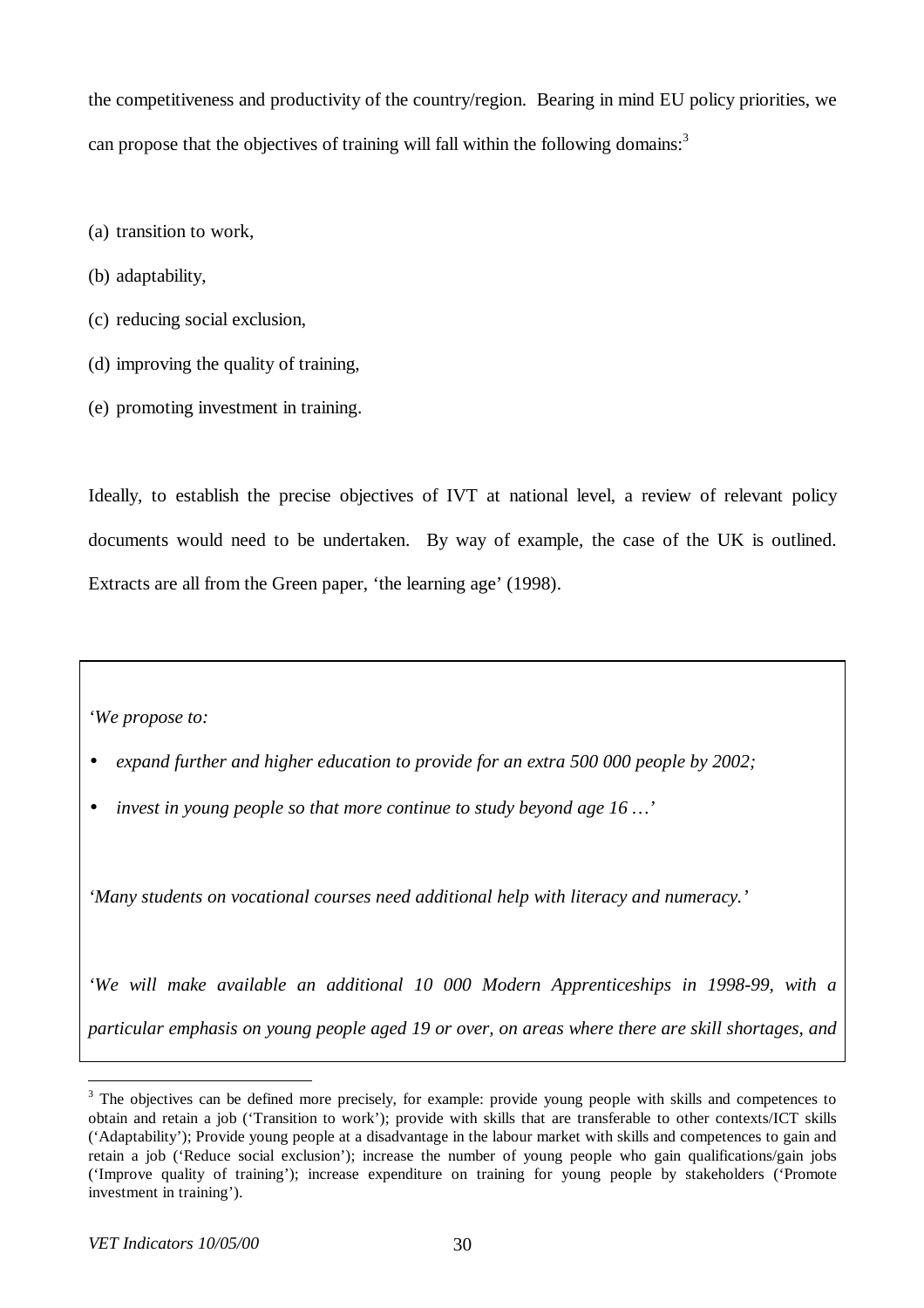the competitiveness and productivity of the country/region. Bearing in mind EU policy priorities, we can propose that the objectives of training will fall within the following domains:[3]

(a) transition to work,

(b) adaptability,

(c) reducing social exclusion,

(d) improving the quality of training,

(e) promoting investment in training.

Ideally, to establish the precise objectives of IVT at national level, a review of relevant policy documents would need to be undertaken. By way of example, the case of the UK is outlined. Extracts are all from the Green paper, 'the learning age' (1998).

*'We propose to:*

- *expand further and higher education to provide for an extra 500 000 people by 2002;*
- *invest in young people so that more continue to study beyond age 16 …'*

*'Many students on vocational courses need additional help with literacy and numeracy.'*

*'We will make available an additional 10 000 Modern Apprenticeships in 1998-99, with a particular emphasis on young people aged 19 or over, on areas where there are skill shortages, and*

[3] The objectives can be defined more precisely, for example: provide young people with skills and competences to obtain and retain a job ('Transition to work'); provide with skills that are transferable to other contexts/ICT skills ('Adaptability'); Provide young people at a disadvantage in the labour market with skills and competences to gain and retain a job ('Reduce social exclusion'); increase the number of young people who gain qualifications/gain jobs ('Improve quality of training'); increase expenditure on training for young people by stakeholders ('Promote investment in training').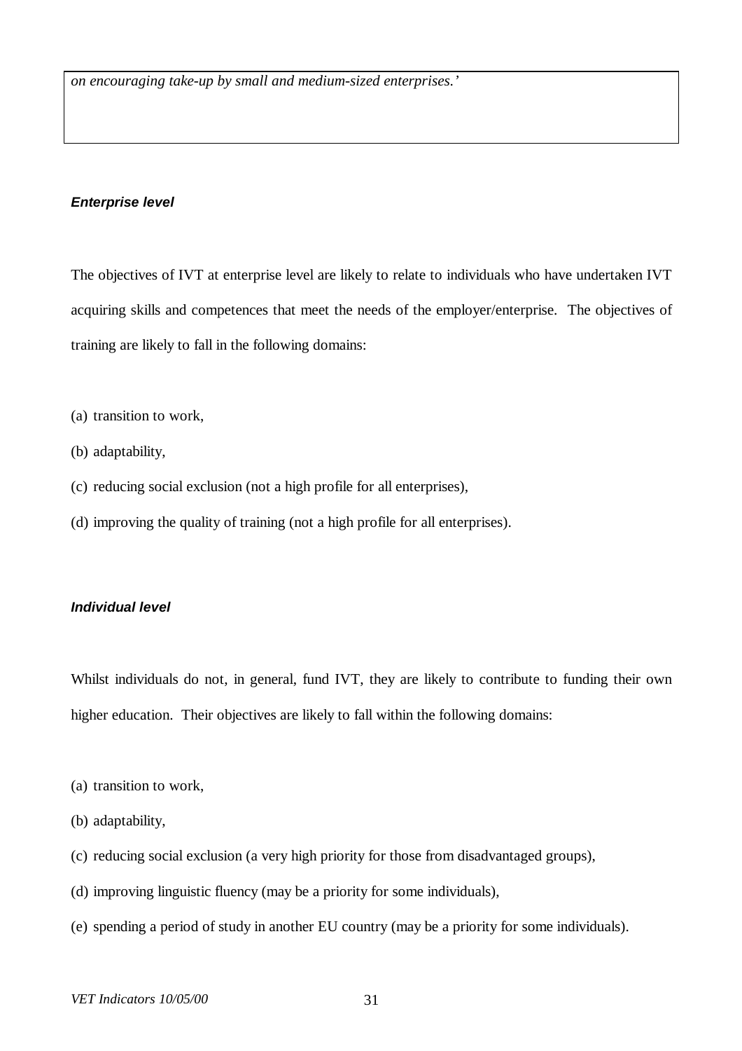*on encouraging take-up by small and medium-sized enterprises.'*

#### *Enterprise level*

The objectives of IVT at enterprise level are likely to relate to individuals who have undertaken IVT acquiring skills and competences that meet the needs of the employer/enterprise. The objectives of training are likely to fall in the following domains:

(a) transition to work,

(b) adaptability,

(c) reducing social exclusion (not a high profile for all enterprises),

(d) improving the quality of training (not a high profile for all enterprises).

#### *Individual level*

Whilst individuals do not, in general, fund IVT, they are likely to contribute to funding their own higher education. Their objectives are likely to fall within the following domains:

(a) transition to work,

(b) adaptability,

(c) reducing social exclusion (a very high priority for those from disadvantaged groups),

(d) improving linguistic fluency (may be a priority for some individuals),

(e) spending a period of study in another EU country (may be a priority for some individuals).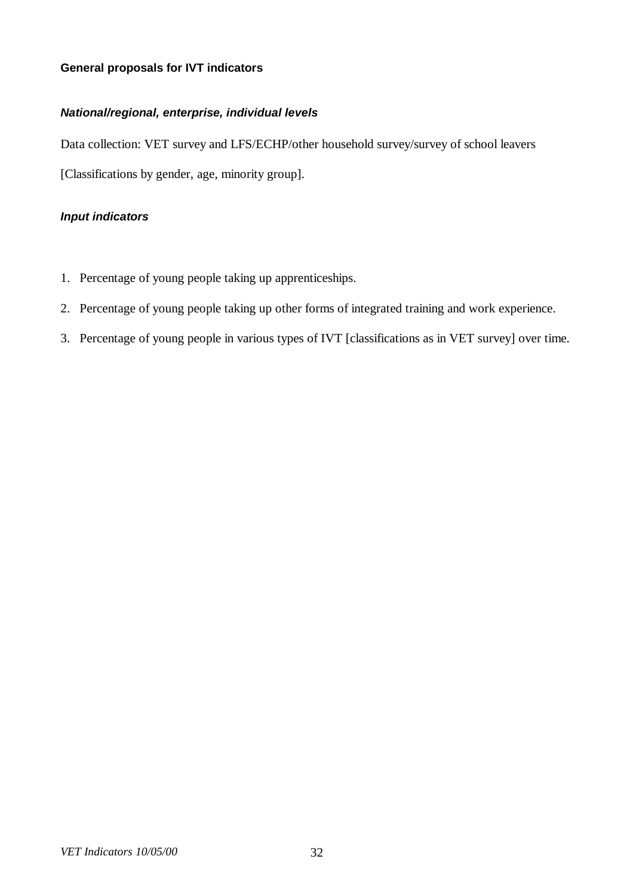**General proposals for IVT indicators**

***National/regional, enterprise, individual levels***

Data collection: VET survey and LFS/ECHP/other household survey/survey of school leavers

[Classifications by gender, age, minority group].

***Input indicators***

1. Percentage of young people taking up apprenticeships.
2. Percentage of young people taking up other forms of integrated training and work experience.
3. Percentage of young people in various types of IVT [classifications as in VET survey] over time.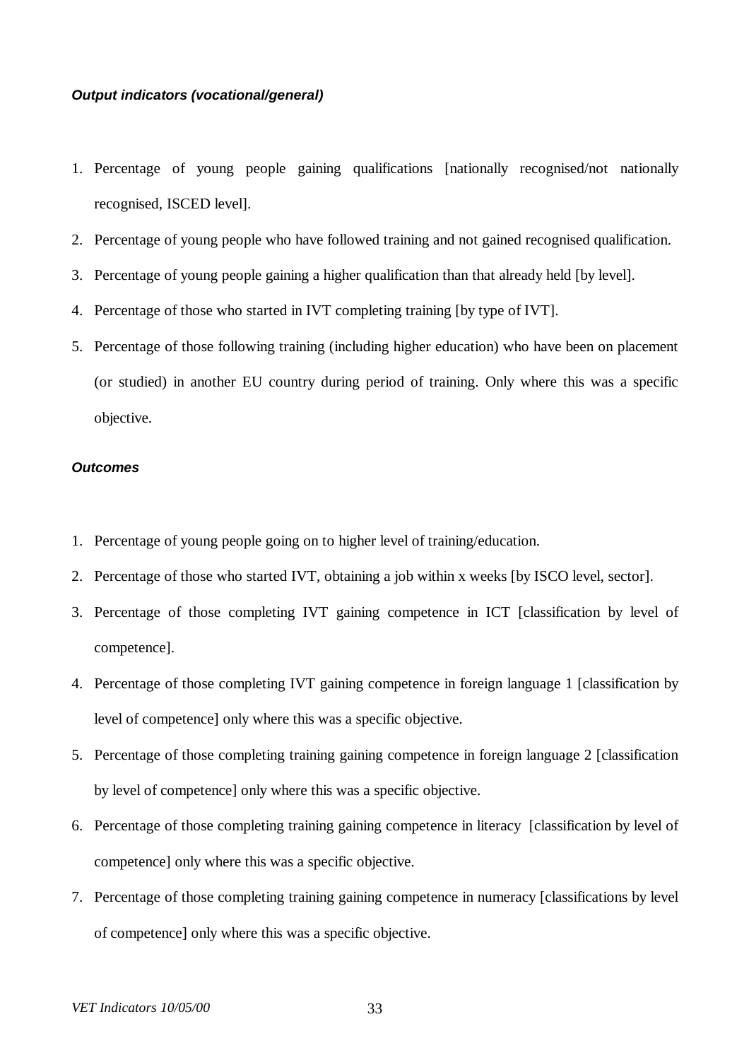***Output indicators (vocational/general)***

1. Percentage of young people gaining qualifications [nationally recognised/not nationally recognised, ISCED level].
2. Percentage of young people who have followed training and not gained recognised qualification.
3. Percentage of young people gaining a higher qualification than that already held [by level].
4. Percentage of those who started in IVT completing training [by type of IVT].
5. Percentage of those following training (including higher education) who have been on placement (or studied) in another EU country during period of training. Only where this was a specific objective.

***Outcomes***

1. Percentage of young people going on to higher level of training/education.
2. Percentage of those who started IVT, obtaining a job within x weeks [by ISCO level, sector].
3. Percentage of those completing IVT gaining competence in ICT [classification by level of competence].
4. Percentage of those completing IVT gaining competence in foreign language 1 [classification by level of competence] only where this was a specific objective.
5. Percentage of those completing training gaining competence in foreign language 2 [classification by level of competence] only where this was a specific objective.
6. Percentage of those completing training gaining competence in literacy [classification by level of competence] only where this was a specific objective.
7. Percentage of those completing training gaining competence in numeracy [classifications by level of competence] only where this was a specific objective.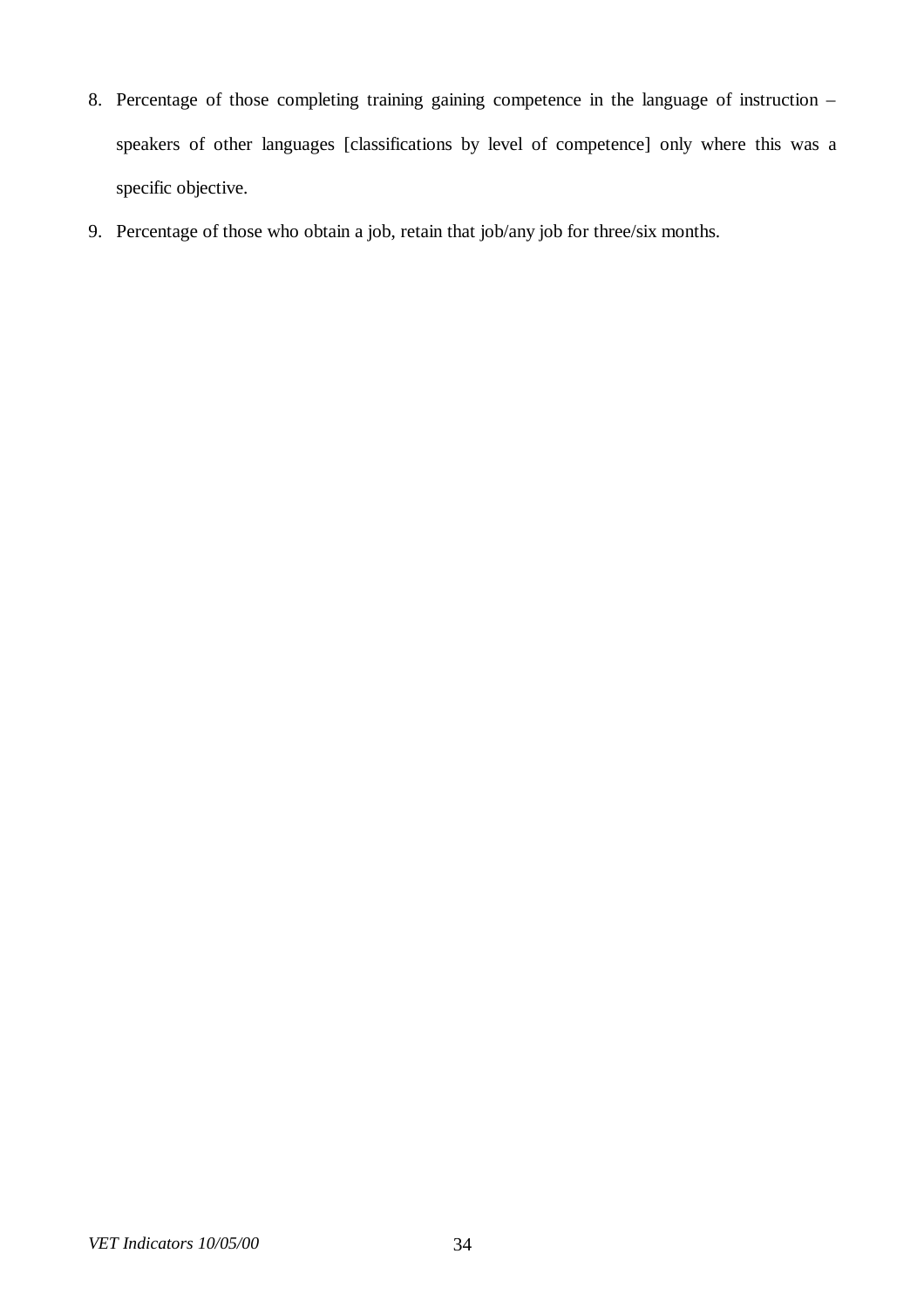8. Percentage of those completing training gaining competence in the language of instruction – speakers of other languages [classifications by level of competence] only where this was a specific objective.
9. Percentage of those who obtain a job, retain that job/any job for three/six months.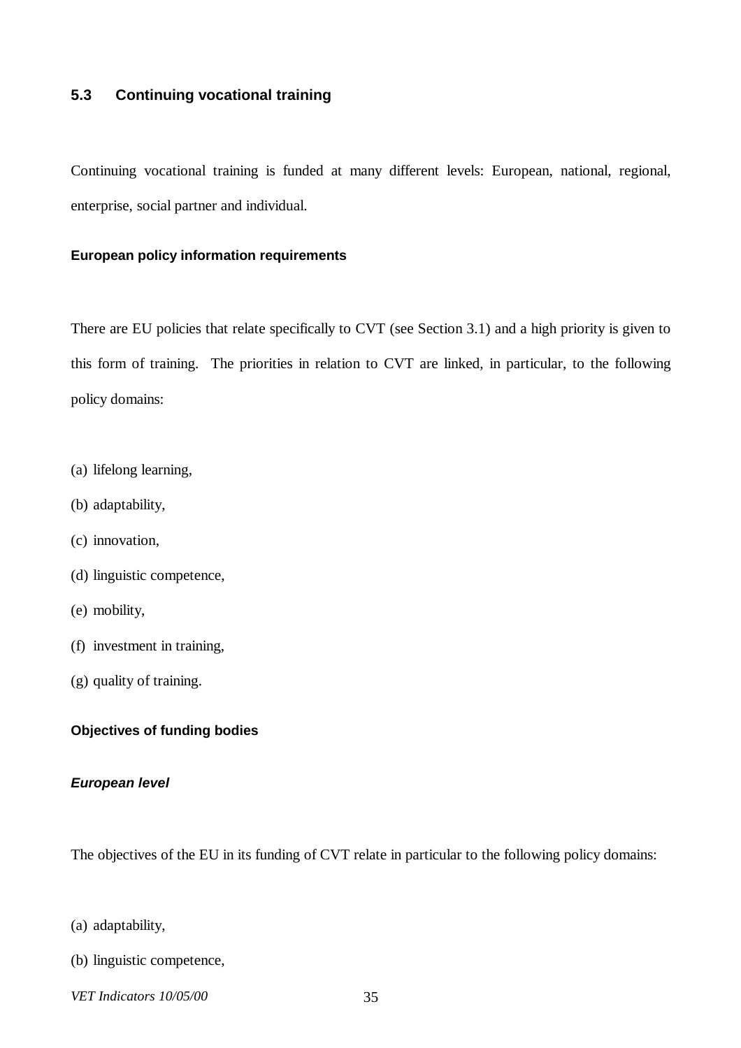## 5.3 Continuing vocational training

Continuing vocational training is funded at many different levels: European, national, regional, enterprise, social partner and individual.

### European policy information requirements

There are EU policies that relate specifically to CVT (see Section 3.1) and a high priority is given to this form of training. The priorities in relation to CVT are linked, in particular, to the following policy domains:

(a) lifelong learning,

(b) adaptability,

(c) innovation,

(d) linguistic competence,

(e) mobility,

(f) investment in training,

(g) quality of training.

### Objectives of funding bodies

#### *European level*

The objectives of the EU in its funding of CVT relate in particular to the following policy domains:

(a) adaptability,

(b) linguistic competence,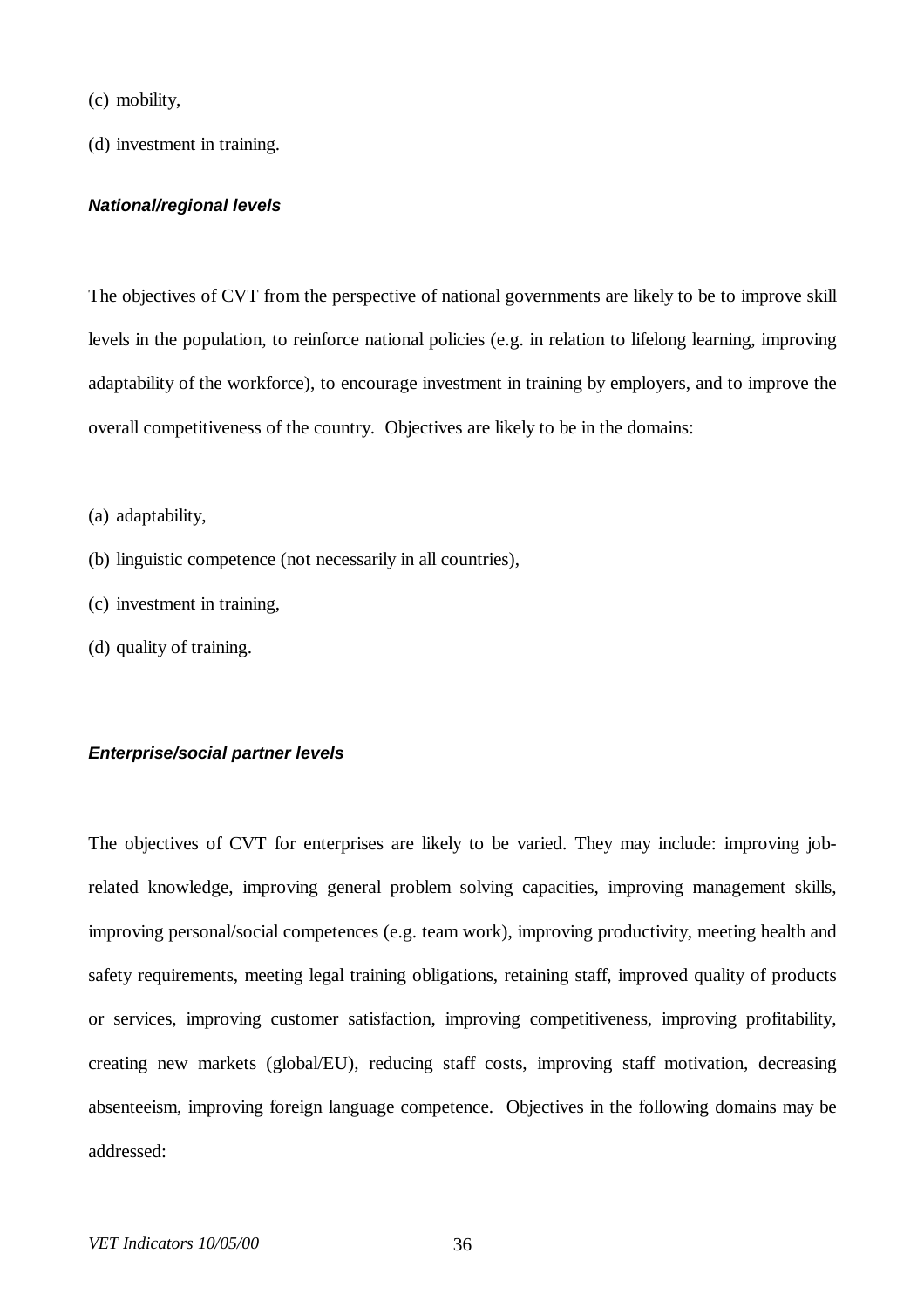(c) mobility,

(d) investment in training.

***National/regional levels***

The objectives of CVT from the perspective of national governments are likely to be to improve skill levels in the population, to reinforce national policies (e.g. in relation to lifelong learning, improving adaptability of the workforce), to encourage investment in training by employers, and to improve the overall competitiveness of the country. Objectives are likely to be in the domains:

(a) adaptability,

(b) linguistic competence (not necessarily in all countries),

(c) investment in training,

(d) quality of training.

***Enterprise/social partner levels***

The objectives of CVT for enterprises are likely to be varied. They may include: improving job-related knowledge, improving general problem solving capacities, improving management skills, improving personal/social competences (e.g. team work), improving productivity, meeting health and safety requirements, meeting legal training obligations, retaining staff, improved quality of products or services, improving customer satisfaction, improving competitiveness, improving profitability, creating new markets (global/EU), reducing staff costs, improving staff motivation, decreasing absenteeism, improving foreign language competence. Objectives in the following domains may be addressed: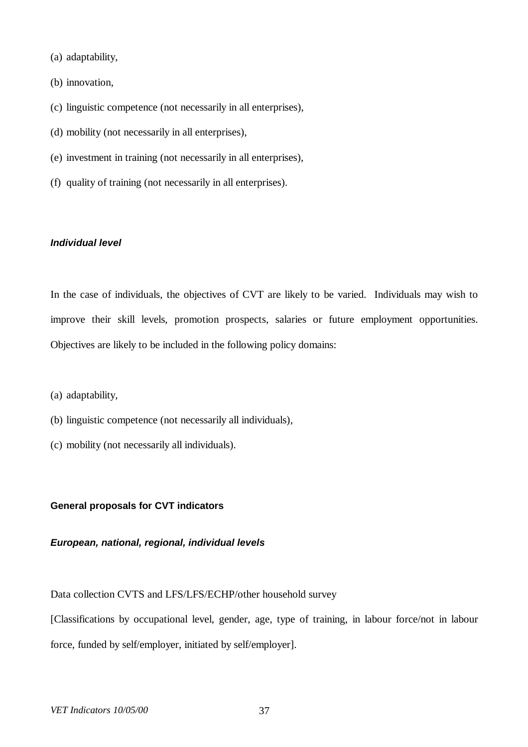(a) adaptability,

(b) innovation,

(c) linguistic competence (not necessarily in all enterprises),

(d) mobility (not necessarily in all enterprises),

(e) investment in training (not necessarily in all enterprises),

(f) quality of training (not necessarily in all enterprises).

#### ***Individual level***

In the case of individuals, the objectives of CVT are likely to be varied. Individuals may wish to improve their skill levels, promotion prospects, salaries or future employment opportunities. Objectives are likely to be included in the following policy domains:

(a) adaptability,

(b) linguistic competence (not necessarily all individuals),

(c) mobility (not necessarily all individuals).

### **General proposals for CVT indicators**

#### ***European, national, regional, individual levels***

Data collection CVTS and LFS/LFS/ECHP/other household survey

[Classifications by occupational level, gender, age, type of training, in labour force/not in labour force, funded by self/employer, initiated by self/employer].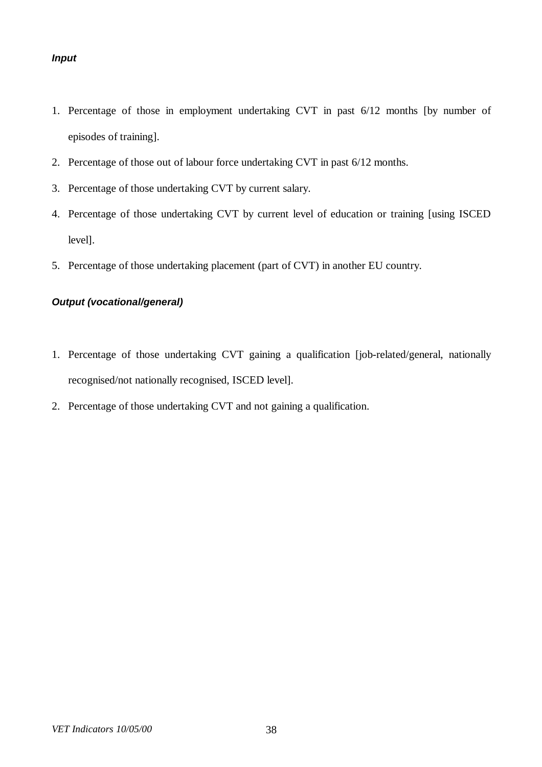***Input***

1. Percentage of those in employment undertaking CVT in past 6/12 months [by number of episodes of training].
2. Percentage of those out of labour force undertaking CVT in past 6/12 months.
3. Percentage of those undertaking CVT by current salary.
4. Percentage of those undertaking CVT by current level of education or training [using ISCED level].
5. Percentage of those undertaking placement (part of CVT) in another EU country.

***Output (vocational/general)***

1. Percentage of those undertaking CVT gaining a qualification [job-related/general, nationally recognised/not nationally recognised, ISCED level].
2. Percentage of those undertaking CVT and not gaining a qualification.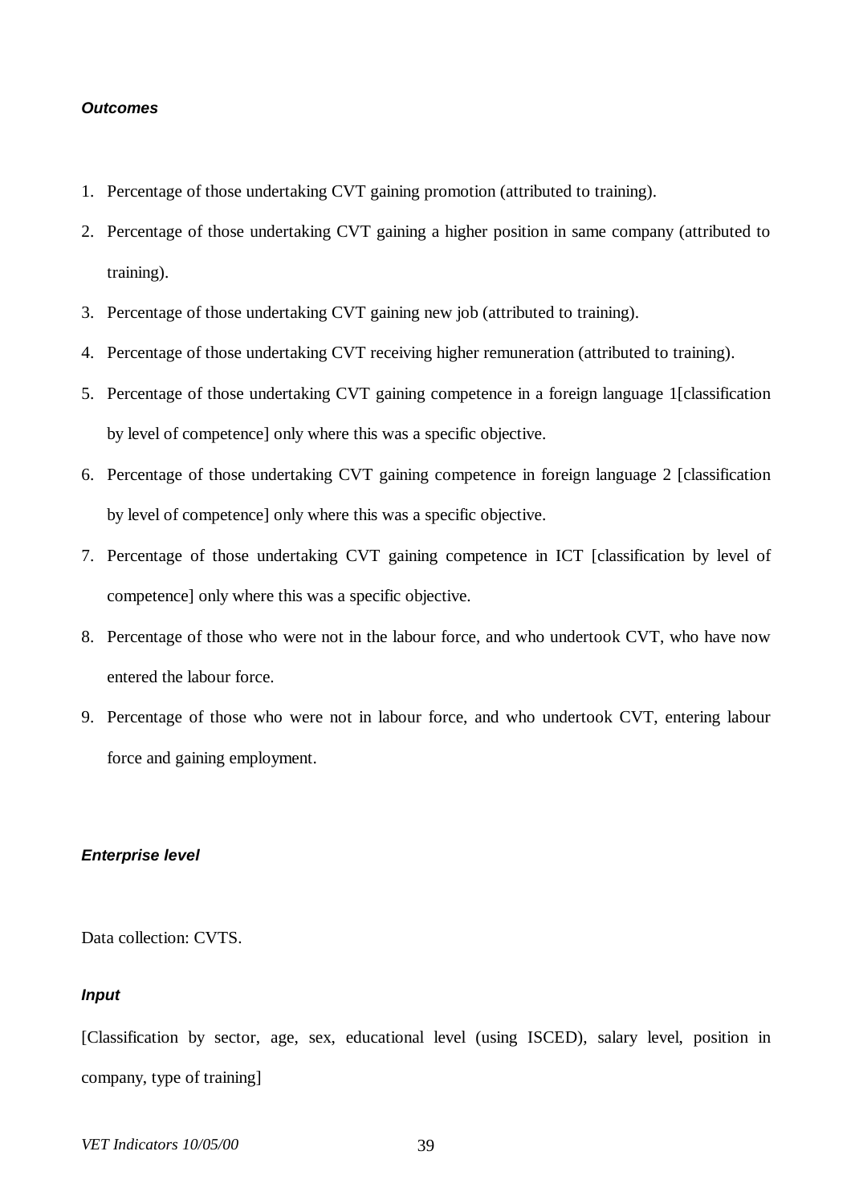***Outcomes***

1. Percentage of those undertaking CVT gaining promotion (attributed to training).
2. Percentage of those undertaking CVT gaining a higher position in same company (attributed to training).
3. Percentage of those undertaking CVT gaining new job (attributed to training).
4. Percentage of those undertaking CVT receiving higher remuneration (attributed to training).
5. Percentage of those undertaking CVT gaining competence in a foreign language 1[classification by level of competence] only where this was a specific objective.
6. Percentage of those undertaking CVT gaining competence in foreign language 2 [classification by level of competence] only where this was a specific objective.
7. Percentage of those undertaking CVT gaining competence in ICT [classification by level of competence] only where this was a specific objective.
8. Percentage of those who were not in the labour force, and who undertook CVT, who have now entered the labour force.
9. Percentage of those who were not in labour force, and who undertook CVT, entering labour force and gaining employment.

***Enterprise level***

Data collection: CVTS.

***Input***

[Classification by sector, age, sex, educational level (using ISCED), salary level, position in company, type of training]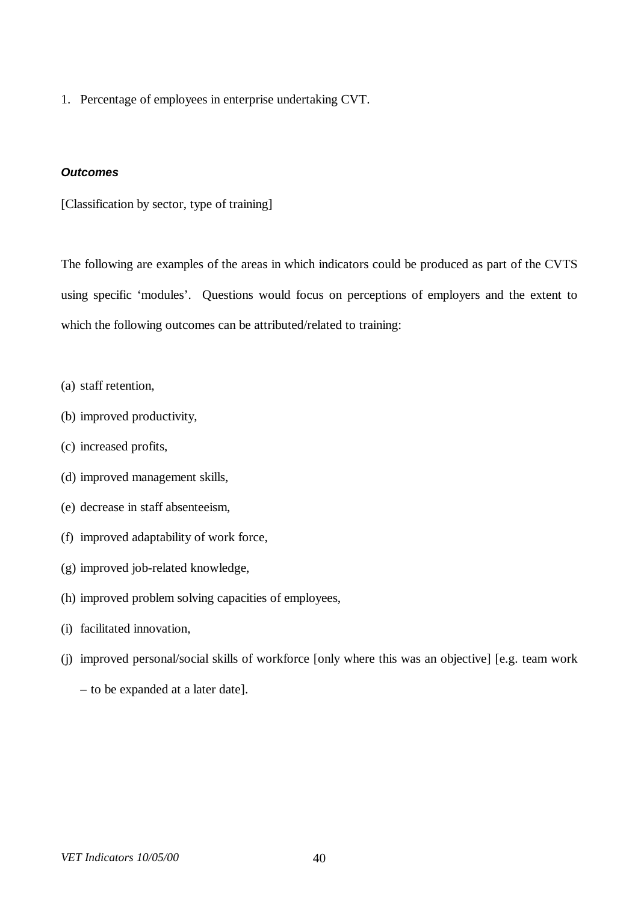1. Percentage of employees in enterprise undertaking CVT.

***Outcomes***

[Classification by sector, type of training]

The following are examples of the areas in which indicators could be produced as part of the CVTS using specific 'modules'. Questions would focus on perceptions of employers and the extent to which the following outcomes can be attributed/related to training:

(a) staff retention,

(b) improved productivity,

(c) increased profits,

(d) improved management skills,

(e) decrease in staff absenteeism,

(f) improved adaptability of work force,

(g) improved job-related knowledge,

(h) improved problem solving capacities of employees,

(i) facilitated innovation,

(j) improved personal/social skills of workforce [only where this was an objective] [e.g. team work – to be expanded at a later date].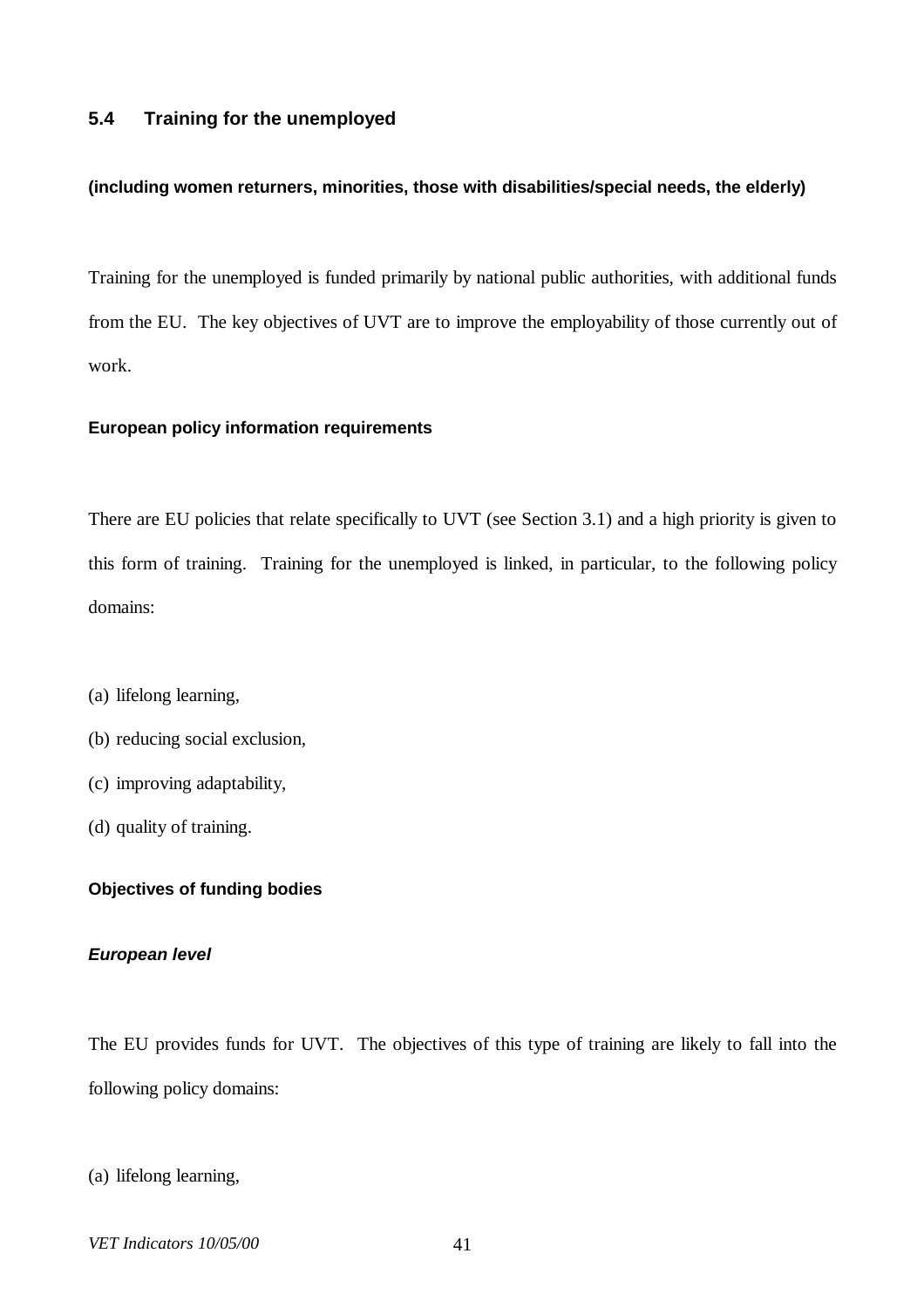## 5.4 Training for the unemployed

**(including women returners, minorities, those with disabilities/special needs, the elderly)**

Training for the unemployed is funded primarily by national public authorities, with additional funds from the EU. The key objectives of UVT are to improve the employability of those currently out of work.

### European policy information requirements

There are EU policies that relate specifically to UVT (see Section 3.1) and a high priority is given to this form of training. Training for the unemployed is linked, in particular, to the following policy domains:

(a) lifelong learning,

(b) reducing social exclusion,

(c) improving adaptability,

(d) quality of training.

### Objectives of funding bodies

#### *European level*

The EU provides funds for UVT. The objectives of this type of training are likely to fall into the following policy domains:

(a) lifelong learning,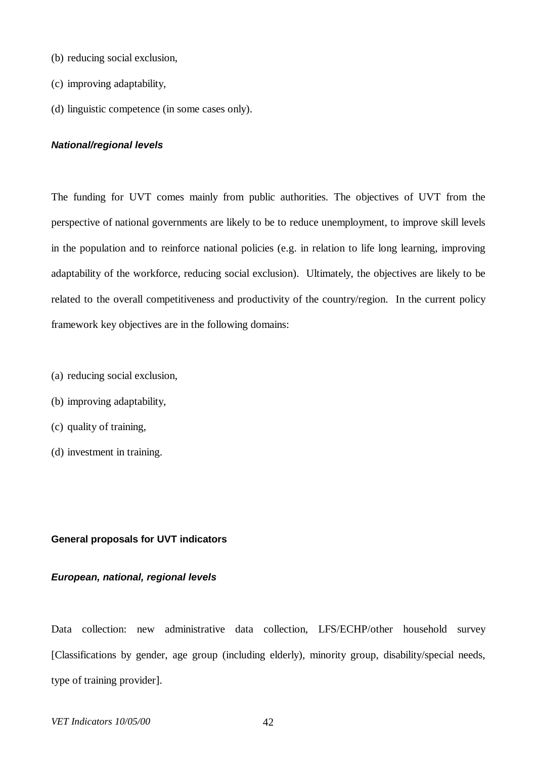(b) reducing social exclusion,

(c) improving adaptability,

(d) linguistic competence (in some cases only).

***National/regional levels***

The funding for UVT comes mainly from public authorities. The objectives of UVT from the perspective of national governments are likely to be to reduce unemployment, to improve skill levels in the population and to reinforce national policies (e.g. in relation to life long learning, improving adaptability of the workforce, reducing social exclusion). Ultimately, the objectives are likely to be related to the overall competitiveness and productivity of the country/region. In the current policy framework key objectives are in the following domains:

(a) reducing social exclusion,

(b) improving adaptability,

(c) quality of training,

(d) investment in training.

**General proposals for UVT indicators**

***European, national, regional levels***

Data collection: new administrative data collection, LFS/ECHP/other household survey [Classifications by gender, age group (including elderly), minority group, disability/special needs, type of training provider].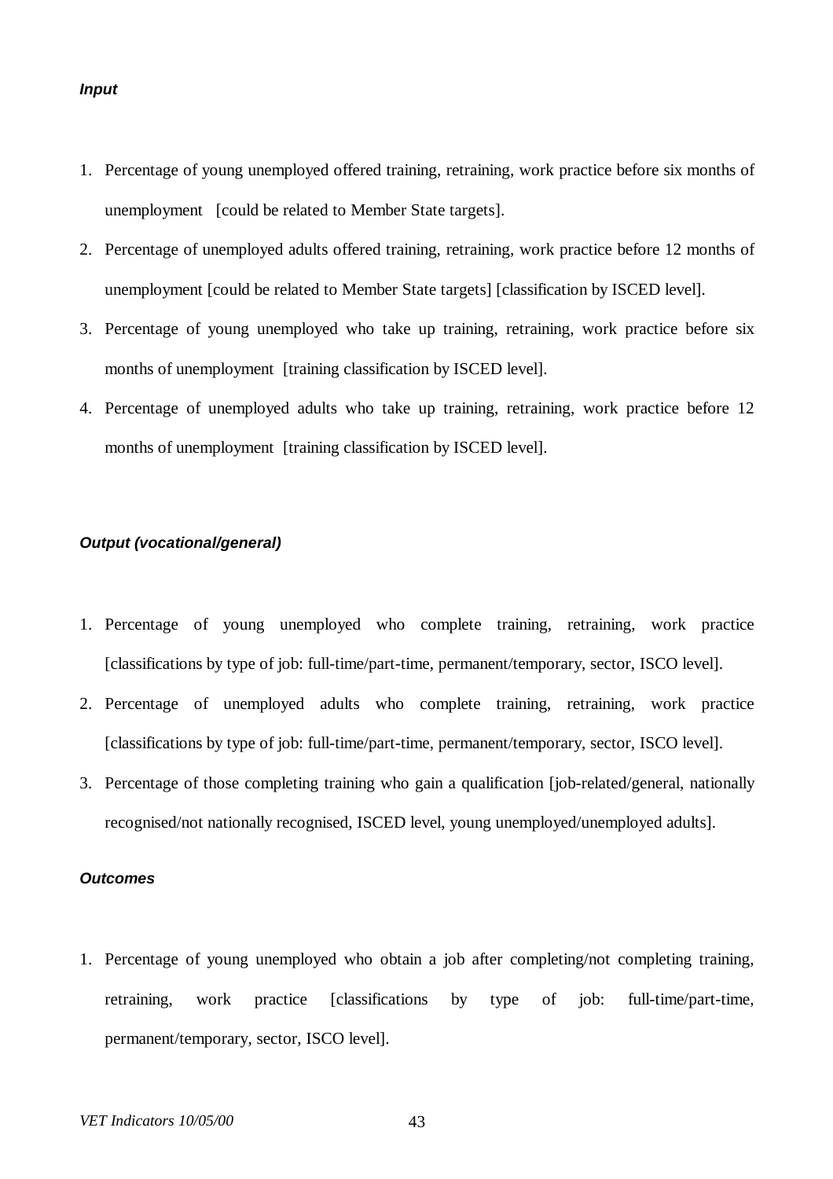***Input***

1. Percentage of young unemployed offered training, retraining, work practice before six months of unemployment [could be related to Member State targets].
2. Percentage of unemployed adults offered training, retraining, work practice before 12 months of unemployment [could be related to Member State targets] [classification by ISCED level].
3. Percentage of young unemployed who take up training, retraining, work practice before six months of unemployment [training classification by ISCED level].
4. Percentage of unemployed adults who take up training, retraining, work practice before 12 months of unemployment [training classification by ISCED level].

***Output (vocational/general)***

1. Percentage of young unemployed who complete training, retraining, work practice [classifications by type of job: full-time/part-time, permanent/temporary, sector, ISCO level].
2. Percentage of unemployed adults who complete training, retraining, work practice [classifications by type of job: full-time/part-time, permanent/temporary, sector, ISCO level].
3. Percentage of those completing training who gain a qualification [job-related/general, nationally recognised/not nationally recognised, ISCED level, young unemployed/unemployed adults].

***Outcomes***

1. Percentage of young unemployed who obtain a job after completing/not completing training, retraining, work practice [classifications by type of job: full-time/part-time, permanent/temporary, sector, ISCO level].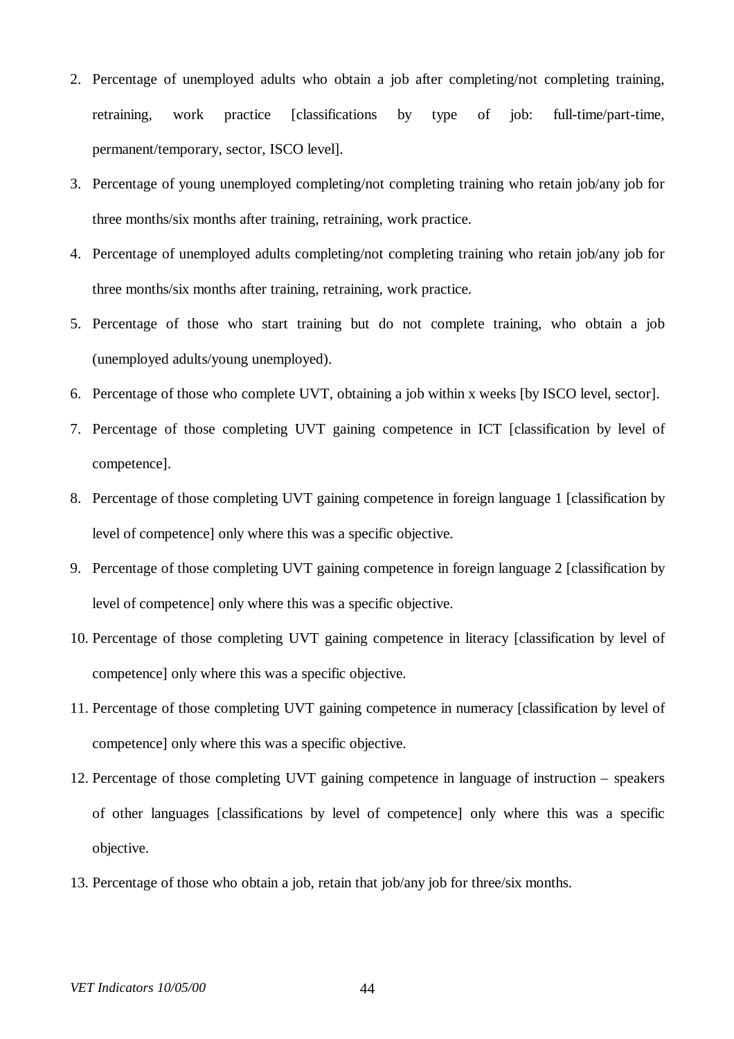2. Percentage of unemployed adults who obtain a job after completing/not completing training, retraining, work practice [classifications by type of job: full-time/part-time, permanent/temporary, sector, ISCO level].
3. Percentage of young unemployed completing/not completing training who retain job/any job for three months/six months after training, retraining, work practice.
4. Percentage of unemployed adults completing/not completing training who retain job/any job for three months/six months after training, retraining, work practice.
5. Percentage of those who start training but do not complete training, who obtain a job (unemployed adults/young unemployed).
6. Percentage of those who complete UVT, obtaining a job within x weeks [by ISCO level, sector].
7. Percentage of those completing UVT gaining competence in ICT [classification by level of competence].
8. Percentage of those completing UVT gaining competence in foreign language 1 [classification by level of competence] only where this was a specific objective.
9. Percentage of those completing UVT gaining competence in foreign language 2 [classification by level of competence] only where this was a specific objective.
10. Percentage of those completing UVT gaining competence in literacy [classification by level of competence] only where this was a specific objective.
11. Percentage of those completing UVT gaining competence in numeracy [classification by level of competence] only where this was a specific objective.
12. Percentage of those completing UVT gaining competence in language of instruction – speakers of other languages [classifications by level of competence] only where this was a specific objective.
13. Percentage of those who obtain a job, retain that job/any job for three/six months.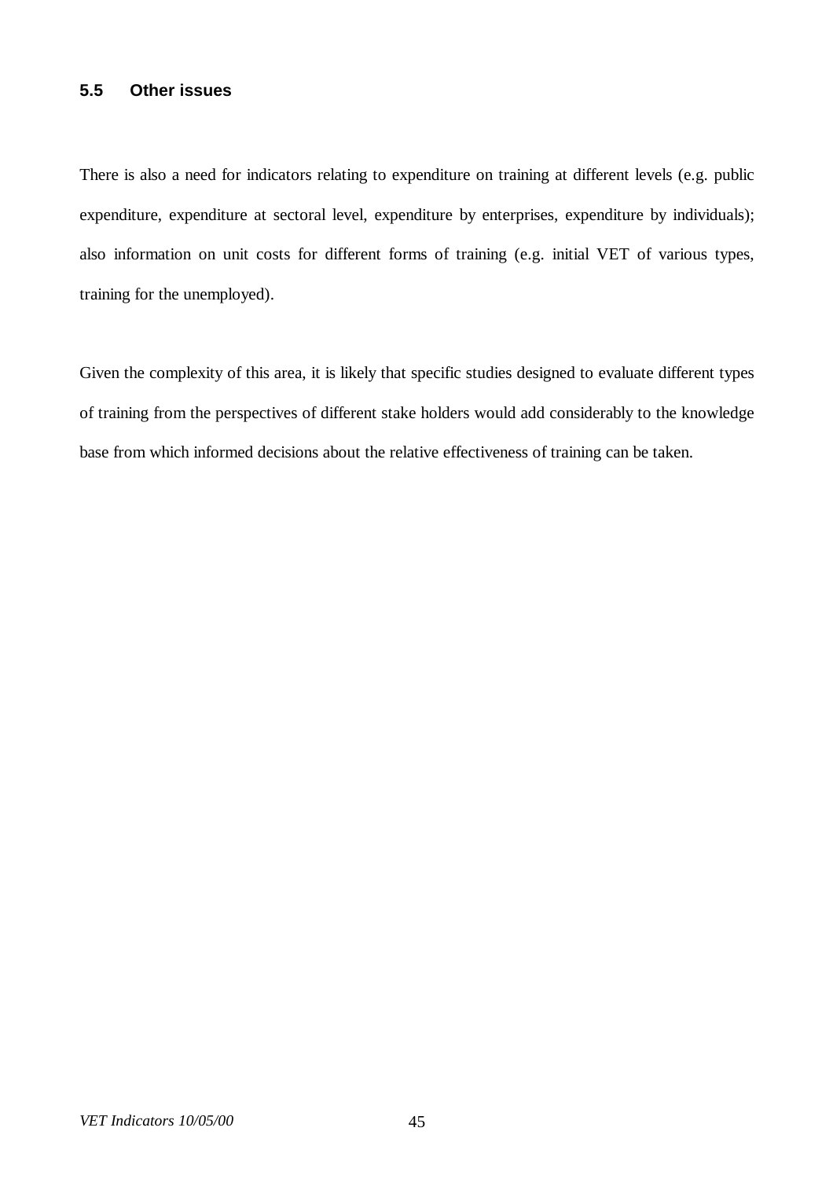### 5.5 Other issues

There is also a need for indicators relating to expenditure on training at different levels (e.g. public expenditure, expenditure at sectoral level, expenditure by enterprises, expenditure by individuals); also information on unit costs for different forms of training (e.g. initial VET of various types, training for the unemployed).

Given the complexity of this area, it is likely that specific studies designed to evaluate different types of training from the perspectives of different stake holders would add considerably to the knowledge base from which informed decisions about the relative effectiveness of training can be taken.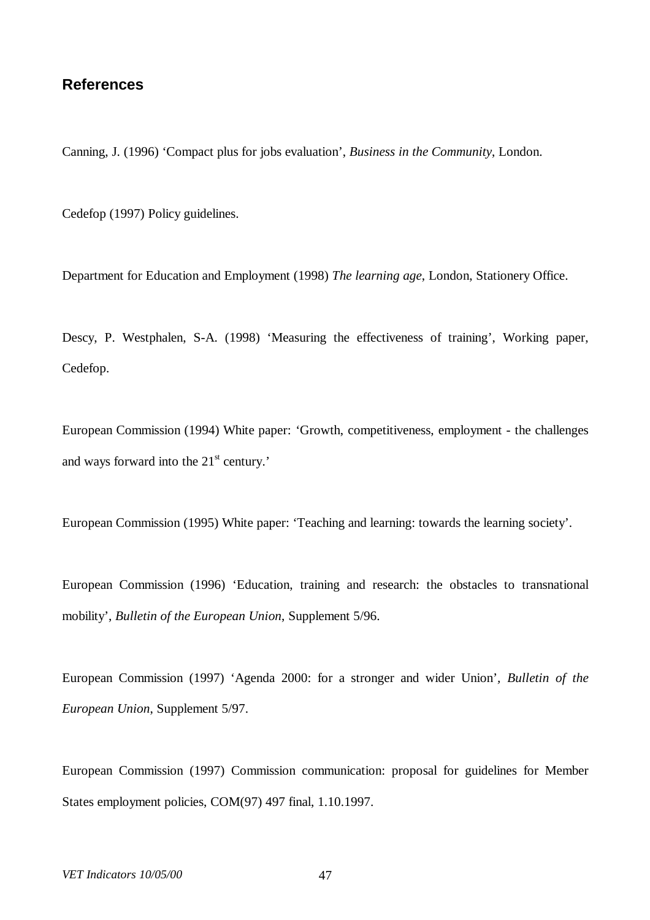## References

Canning, J. (1996) 'Compact plus for jobs evaluation', *Business in the Community*, London.

Cedefop (1997) Policy guidelines.

Department for Education and Employment (1998) *The learning age*, London, Stationery Office.

Descy, P. Westphalen, S-A. (1998) 'Measuring the effectiveness of training', Working paper, Cedefop.

European Commission (1994) White paper: 'Growth, competitiveness, employment - the challenges and ways forward into the 21st century.'

European Commission (1995) White paper: 'Teaching and learning: towards the learning society'.

European Commission (1996) 'Education, training and research: the obstacles to transnational mobility', *Bulletin of the European Union*, Supplement 5/96.

European Commission (1997) 'Agenda 2000: for a stronger and wider Union', *Bulletin of the European Union*, Supplement 5/97.

European Commission (1997) Commission communication: proposal for guidelines for Member States employment policies, COM(97) 497 final, 1.10.1997.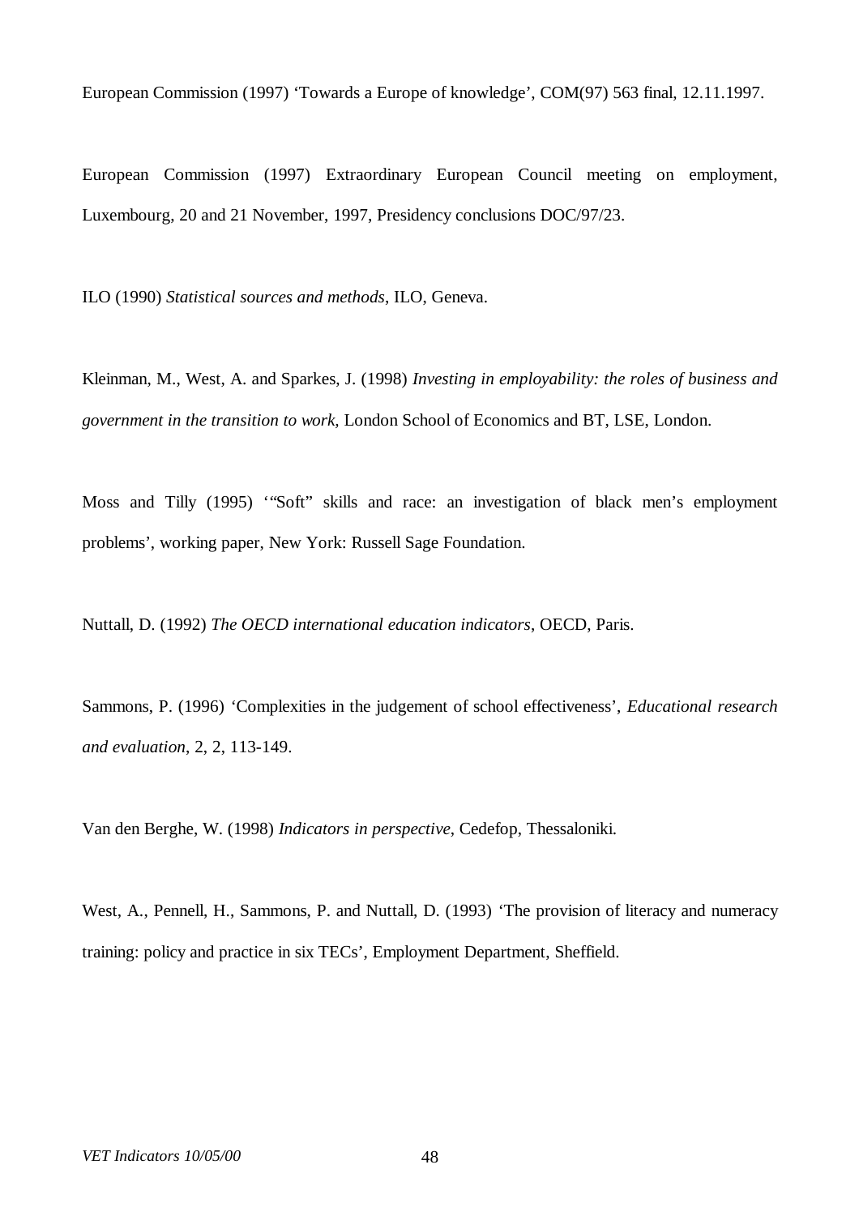European Commission (1997) ‘Towards a Europe of knowledge’, COM(97) 563 final, 12.11.1997.

European Commission (1997) Extraordinary European Council meeting on employment, Luxembourg, 20 and 21 November, 1997, Presidency conclusions DOC/97/23.

ILO (1990) *Statistical sources and methods*, ILO, Geneva.

Kleinman, M., West, A. and Sparkes, J. (1998) *Investing in employability: the roles of business and government in the transition to work,* London School of Economics and BT, LSE, London.

Moss and Tilly (1995) ‘“Soft” skills and race: an investigation of black men’s employment problems’, working paper, New York: Russell Sage Foundation.

Nuttall, D. (1992) *The OECD international education indicators*, OECD, Paris.

Sammons, P. (1996) ‘Complexities in the judgement of school effectiveness’, *Educational research and evaluation*, 2, 2, 113-149.

Van den Berghe, W. (1998) *Indicators in perspective*, Cedefop, Thessaloniki.

West, A., Pennell, H., Sammons, P. and Nuttall, D. (1993) ‘The provision of literacy and numeracy training: policy and practice in six TECs’, Employment Department, Sheffield.